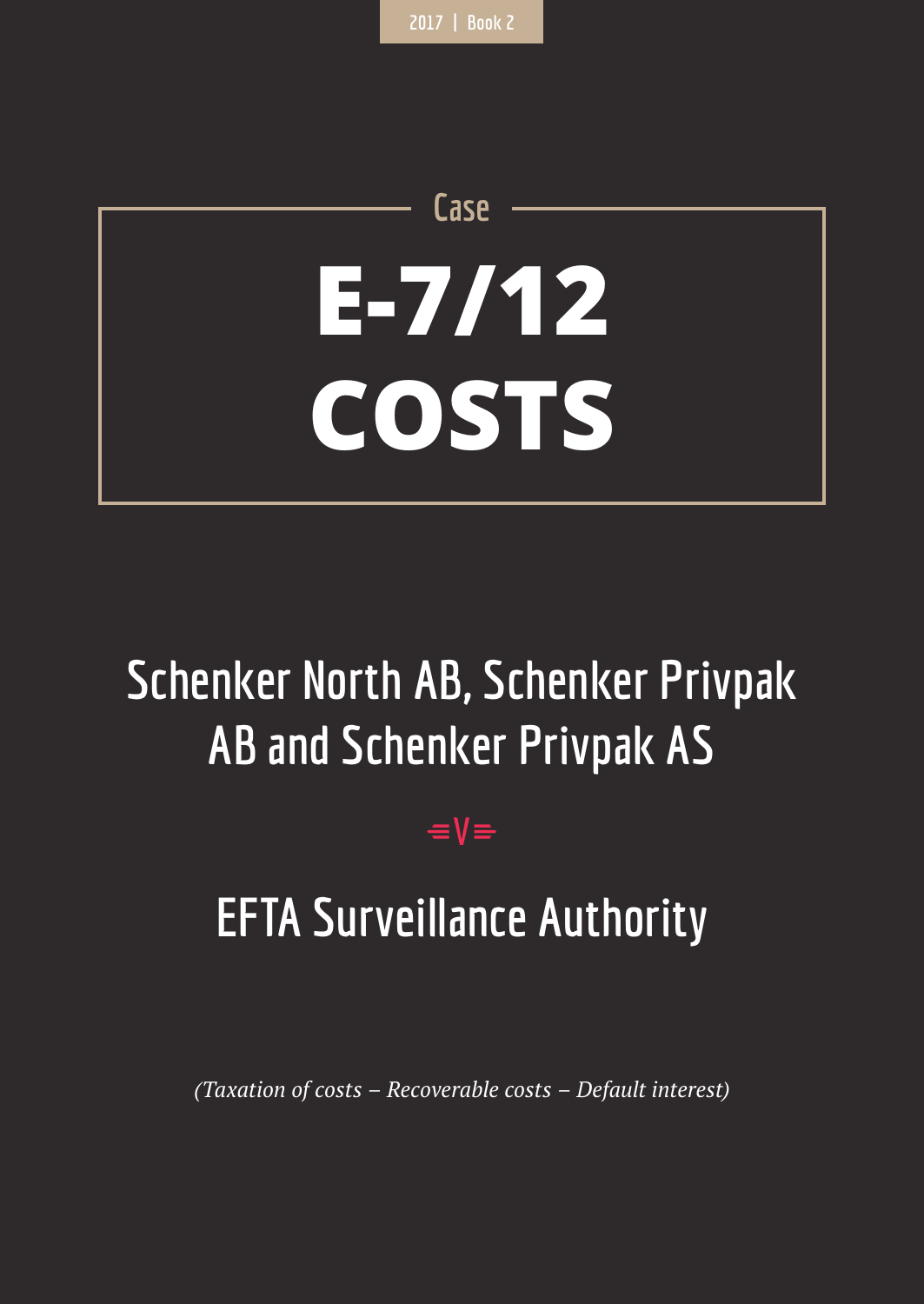2017 | Book 2

Case

# E-7/12 COSTS

## Schenker North AB, Schenker Privpak AB and Schenker Privpak AS

v

## EFTA Surveillance Authority

*(Taxation of costs – Recoverable costs – Default interest)*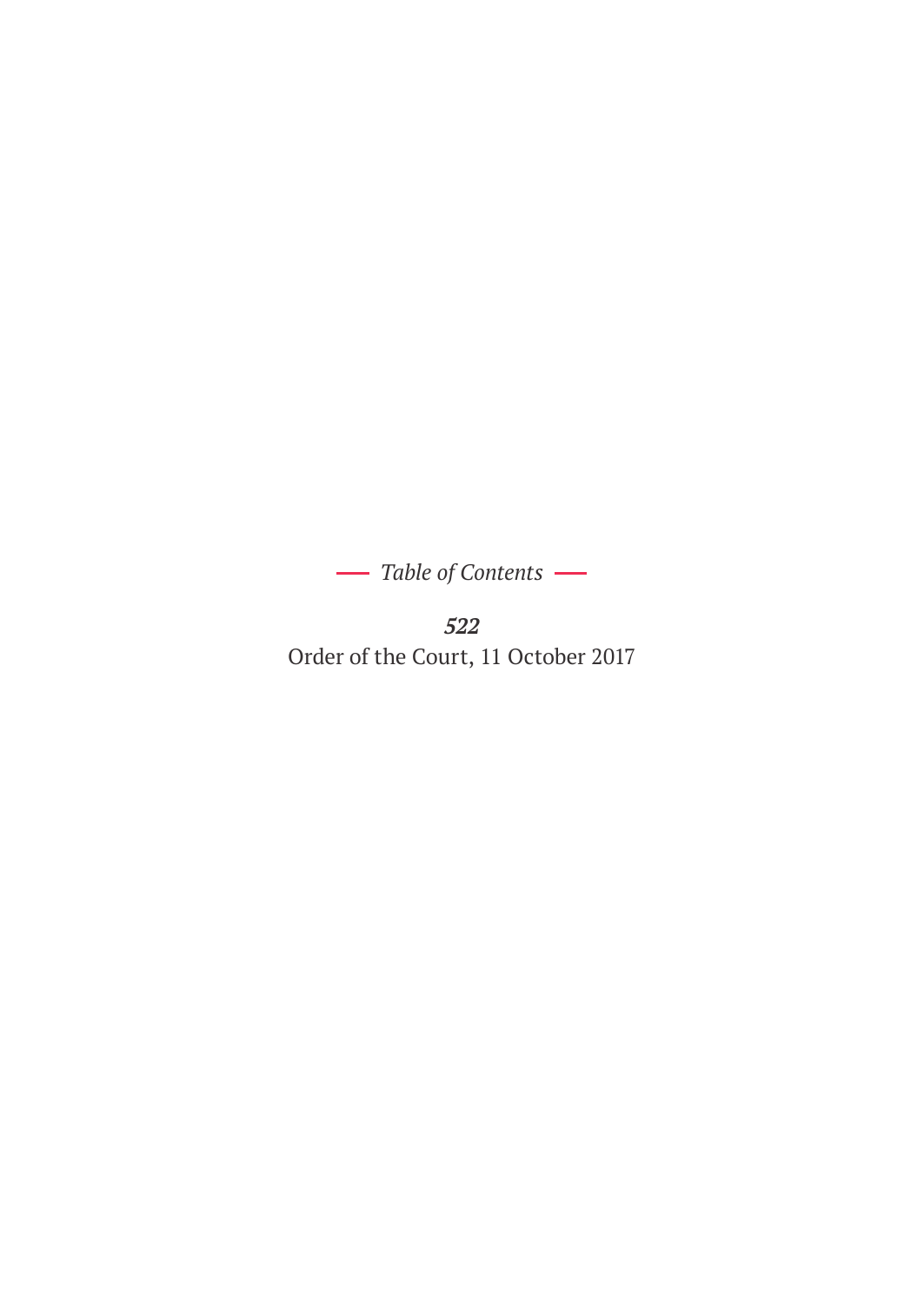*Table of Contents*

***522***

Order of the Court, 11 October 2017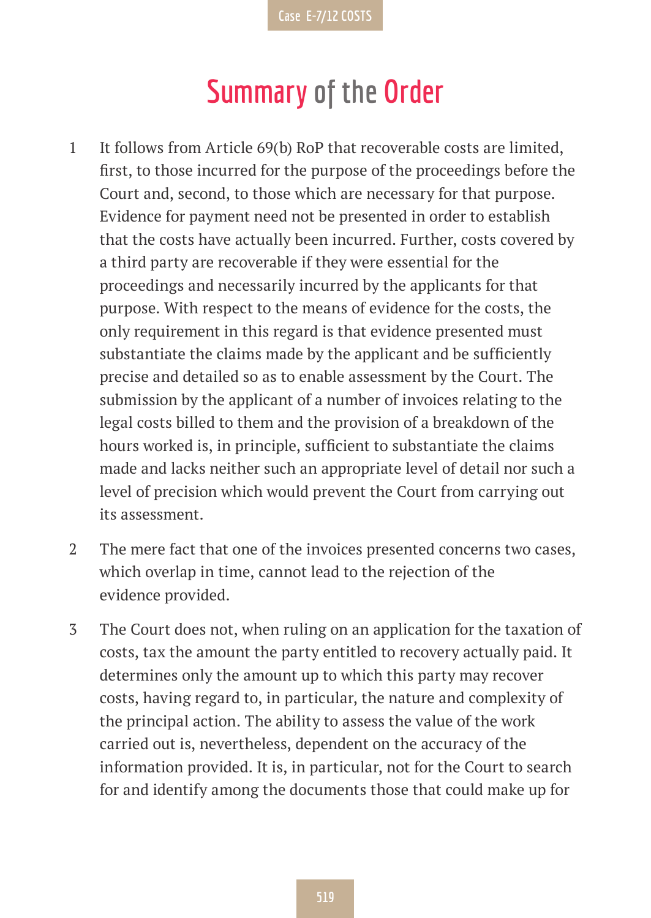# Summary of the Order

1. It follows from Article 69(b) RoP that recoverable costs are limited, first, to those incurred for the purpose of the proceedings before the Court and, second, to those which are necessary for that purpose. Evidence for payment need not be presented in order to establish that the costs have actually been incurred. Further, costs covered by a third party are recoverable if they were essential for the proceedings and necessarily incurred by the applicants for that purpose. With respect to the means of evidence for the costs, the only requirement in this regard is that evidence presented must substantiate the claims made by the applicant and be sufficiently precise and detailed so as to enable assessment by the Court. The submission by the applicant of a number of invoices relating to the legal costs billed to them and the provision of a breakdown of the hours worked is, in principle, sufficient to substantiate the claims made and lacks neither such an appropriate level of detail nor such a level of precision which would prevent the Court from carrying out its assessment.

2. The mere fact that one of the invoices presented concerns two cases, which overlap in time, cannot lead to the rejection of the evidence provided.

3. The Court does not, when ruling on an application for the taxation of costs, tax the amount the party entitled to recovery actually paid. It determines only the amount up to which this party may recover costs, having regard to, in particular, the nature and complexity of the principal action. The ability to assess the value of the work carried out is, nevertheless, dependent on the accuracy of the information provided. It is, in particular, not for the Court to search for and identify among the documents those that could make up for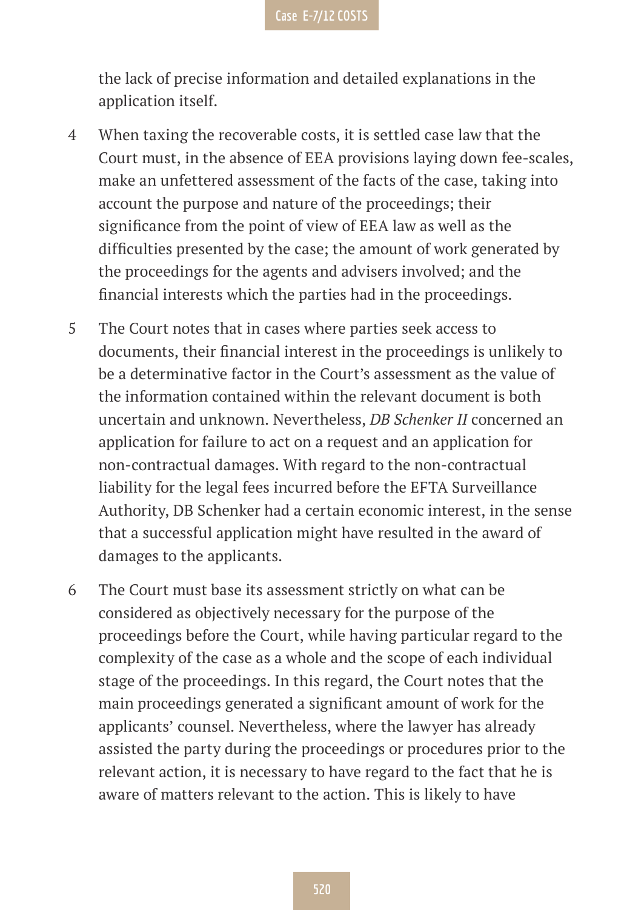the lack of precise information and detailed explanations in the application itself.

4 When taxing the recoverable costs, it is settled case law that the Court must, in the absence of EEA provisions laying down fee-scales, make an unfettered assessment of the facts of the case, taking into account the purpose and nature of the proceedings; their significance from the point of view of EEA law as well as the difficulties presented by the case; the amount of work generated by the proceedings for the agents and advisers involved; and the financial interests which the parties had in the proceedings.

5 The Court notes that in cases where parties seek access to documents, their financial interest in the proceedings is unlikely to be a determinative factor in the Court's assessment as the value of the information contained within the relevant document is both uncertain and unknown. Nevertheless, *DB Schenker II* concerned an application for failure to act on a request and an application for non-contractual damages. With regard to the non-contractual liability for the legal fees incurred before the EFTA Surveillance Authority, DB Schenker had a certain economic interest, in the sense that a successful application might have resulted in the award of damages to the applicants.

6 The Court must base its assessment strictly on what can be considered as objectively necessary for the purpose of the proceedings before the Court, while having particular regard to the complexity of the case as a whole and the scope of each individual stage of the proceedings. In this regard, the Court notes that the main proceedings generated a significant amount of work for the applicants' counsel. Nevertheless, where the lawyer has already assisted the party during the proceedings or procedures prior to the relevant action, it is necessary to have regard to the fact that he is aware of matters relevant to the action. This is likely to have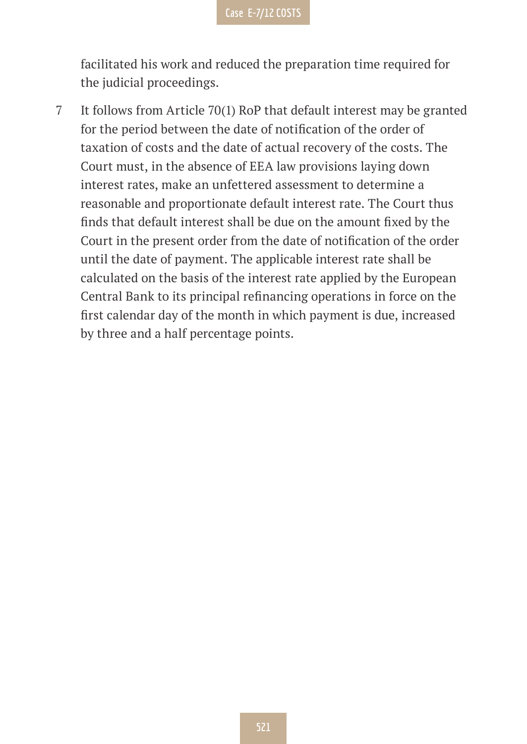facilitated his work and reduced the preparation time required for the judicial proceedings.

7 It follows from Article 70(1) RoP that default interest may be granted for the period between the date of notification of the order of taxation of costs and the date of actual recovery of the costs. The Court must, in the absence of EEA law provisions laying down interest rates, make an unfettered assessment to determine a reasonable and proportionate default interest rate. The Court thus finds that default interest shall be due on the amount fixed by the Court in the present order from the date of notification of the order until the date of payment. The applicable interest rate shall be calculated on the basis of the interest rate applied by the European Central Bank to its principal refinancing operations in force on the first calendar day of the month in which payment is due, increased by three and a half percentage points.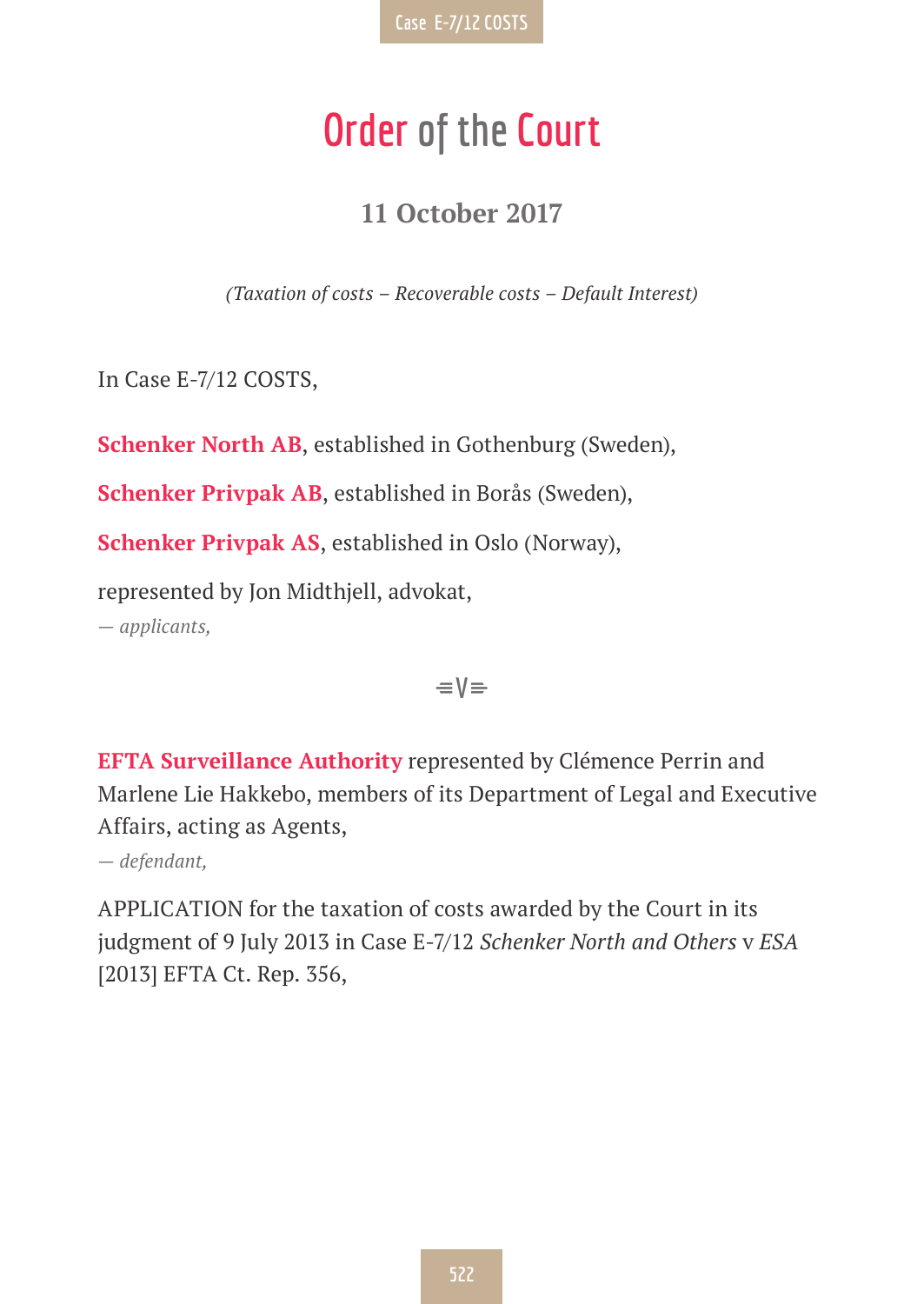# Order of the Court

## 11 October 2017

*(Taxation of costs – Recoverable costs – Default Interest)*

In Case E-7/12 COSTS,

**Schenker North AB**, established in Gothenburg (Sweden),

**Schenker Privpak AB**, established in Borås (Sweden),

**Schenker Privpak AS**, established in Oslo (Norway),

represented by Jon Midthjell, advokat,
— *applicants,*

v

**EFTA Surveillance Authority** represented by Clémence Perrin and Marlene Lie Hakkebo, members of its Department of Legal and Executive Affairs, acting as Agents,
— *defendant,*

APPLICATION for the taxation of costs awarded by the Court in its judgment of 9 July 2013 in Case E-7/12 *Schenker North and Others* v *ESA* [2013] EFTA Ct. Rep. 356,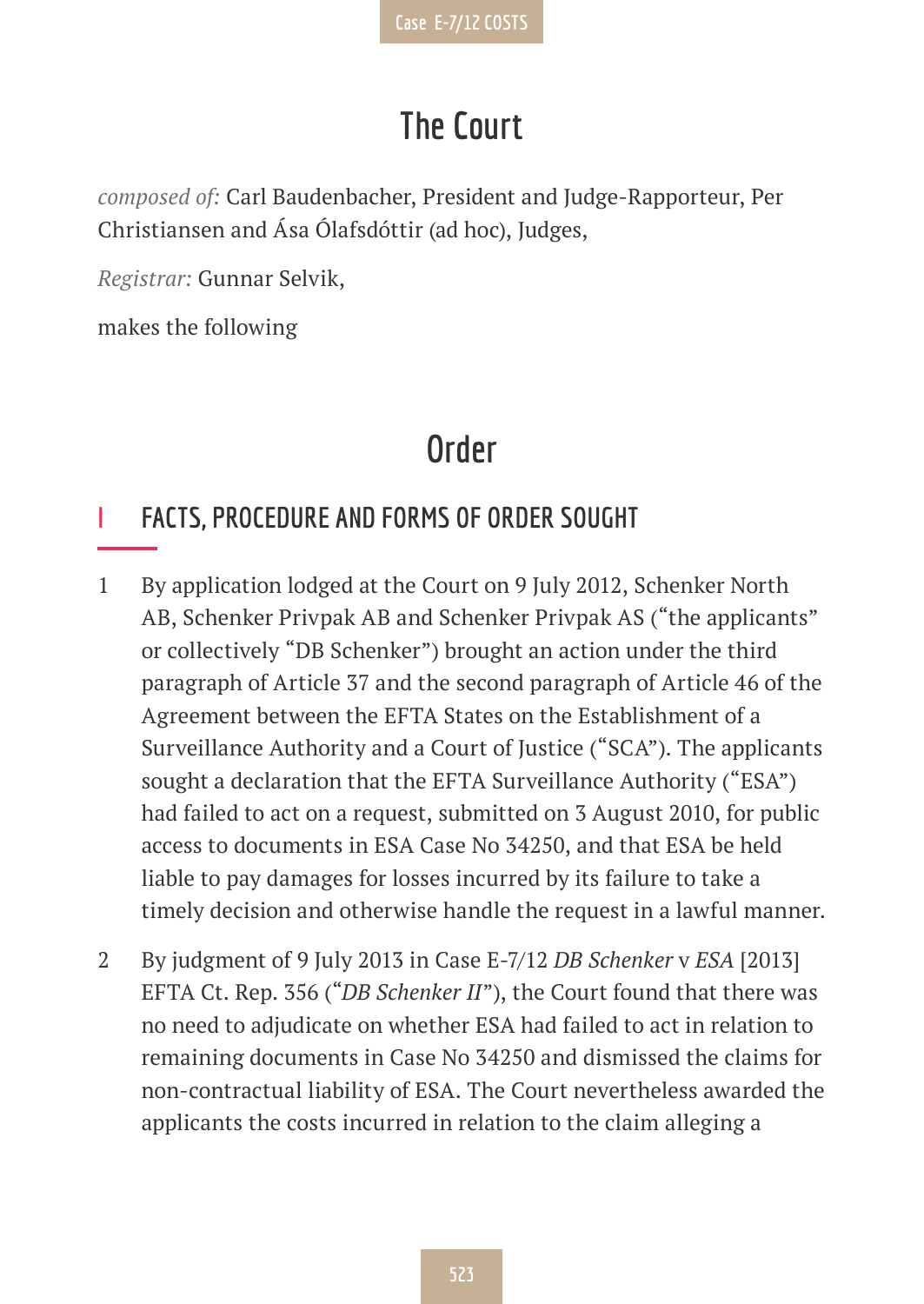# The Court

*composed of*: Carl Baudenbacher, President and Judge-Rapporteur, Per Christiansen and Ása Ólafsdóttir (ad hoc), Judges,

*Registrar:* Gunnar Selvik,

makes the following

# Order

## I FACTS, PROCEDURE AND FORMS OF ORDER SOUGHT

1 By application lodged at the Court on 9 July 2012, Schenker North AB, Schenker Privpak AB and Schenker Privpak AS ("the applicants" or collectively "DB Schenker") brought an action under the third paragraph of Article 37 and the second paragraph of Article 46 of the Agreement between the EFTA States on the Establishment of a Surveillance Authority and a Court of Justice ("SCA"). The applicants sought a declaration that the EFTA Surveillance Authority ("ESA") had failed to act on a request, submitted on 3 August 2010, for public access to documents in ESA Case No 34250, and that ESA be held liable to pay damages for losses incurred by its failure to take a timely decision and otherwise handle the request in a lawful manner.

2 By judgment of 9 July 2013 in Case E-7/12 *DB Schenker* v *ESA* [2013] EFTA Ct. Rep. 356 ("*DB Schenker II*"), the Court found that there was no need to adjudicate on whether ESA had failed to act in relation to remaining documents in Case No 34250 and dismissed the claims for non-contractual liability of ESA. The Court nevertheless awarded the applicants the costs incurred in relation to the claim alleging a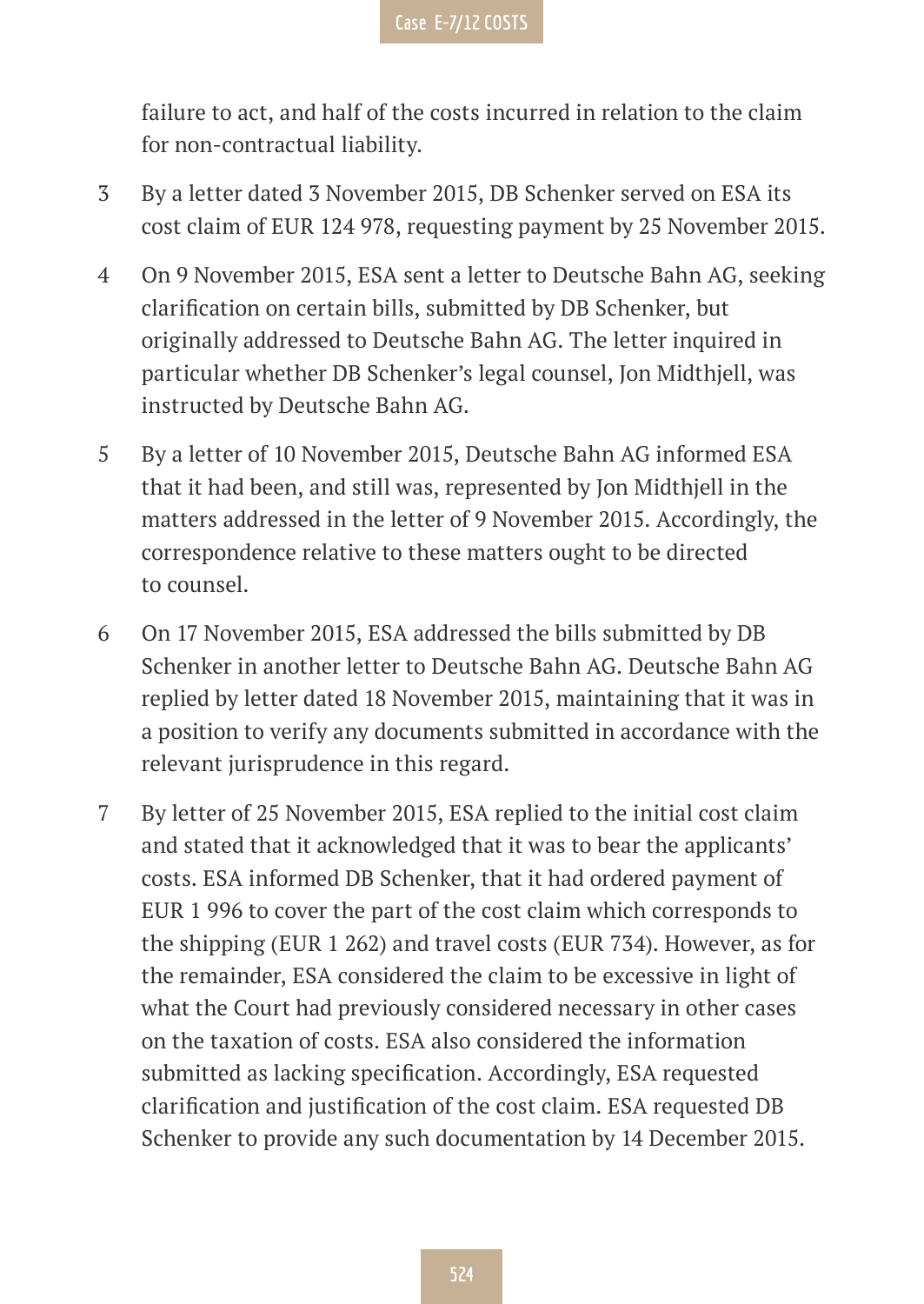failure to act, and half of the costs incurred in relation to the claim for non-contractual liability.

3 By a letter dated 3 November 2015, DB Schenker served on ESA its cost claim of EUR 124 978, requesting payment by 25 November 2015.

4 On 9 November 2015, ESA sent a letter to Deutsche Bahn AG, seeking clarification on certain bills, submitted by DB Schenker, but originally addressed to Deutsche Bahn AG. The letter inquired in particular whether DB Schenker's legal counsel, Jon Midthjell, was instructed by Deutsche Bahn AG.

5 By a letter of 10 November 2015, Deutsche Bahn AG informed ESA that it had been, and still was, represented by Jon Midthjell in the matters addressed in the letter of 9 November 2015. Accordingly, the correspondence relative to these matters ought to be directed to counsel.

6 On 17 November 2015, ESA addressed the bills submitted by DB Schenker in another letter to Deutsche Bahn AG. Deutsche Bahn AG replied by letter dated 18 November 2015, maintaining that it was in a position to verify any documents submitted in accordance with the relevant jurisprudence in this regard.

7 By letter of 25 November 2015, ESA replied to the initial cost claim and stated that it acknowledged that it was to bear the applicants' costs. ESA informed DB Schenker, that it had ordered payment of EUR 1 996 to cover the part of the cost claim which corresponds to the shipping (EUR 1 262) and travel costs (EUR 734). However, as for the remainder, ESA considered the claim to be excessive in light of what the Court had previously considered necessary in other cases on the taxation of costs. ESA also considered the information submitted as lacking specification. Accordingly, ESA requested clarification and justification of the cost claim. ESA requested DB Schenker to provide any such documentation by 14 December 2015.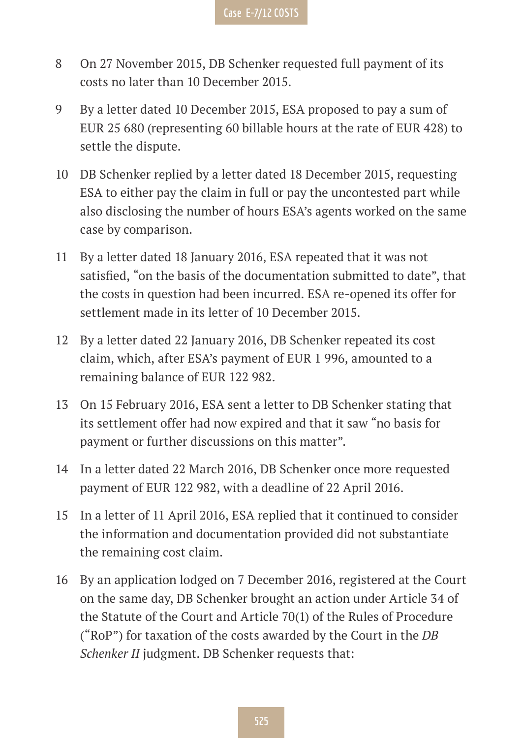8 On 27 November 2015, DB Schenker requested full payment of its costs no later than 10 December 2015.

9 By a letter dated 10 December 2015, ESA proposed to pay a sum of EUR 25 680 (representing 60 billable hours at the rate of EUR 428) to settle the dispute.

10 DB Schenker replied by a letter dated 18 December 2015, requesting ESA to either pay the claim in full or pay the uncontested part while also disclosing the number of hours ESA's agents worked on the same case by comparison.

11 By a letter dated 18 January 2016, ESA repeated that it was not satisfied, "on the basis of the documentation submitted to date", that the costs in question had been incurred. ESA re-opened its offer for settlement made in its letter of 10 December 2015.

12 By a letter dated 22 January 2016, DB Schenker repeated its cost claim, which, after ESA's payment of EUR 1 996, amounted to a remaining balance of EUR 122 982.

13 On 15 February 2016, ESA sent a letter to DB Schenker stating that its settlement offer had now expired and that it saw "no basis for payment or further discussions on this matter".

14 In a letter dated 22 March 2016, DB Schenker once more requested payment of EUR 122 982, with a deadline of 22 April 2016.

15 In a letter of 11 April 2016, ESA replied that it continued to consider the information and documentation provided did not substantiate the remaining cost claim.

16 By an application lodged on 7 December 2016, registered at the Court on the same day, DB Schenker brought an action under Article 34 of the Statute of the Court and Article 70(1) of the Rules of Procedure ("RoP") for taxation of the costs awarded by the Court in the *DB Schenker II* judgment. DB Schenker requests that: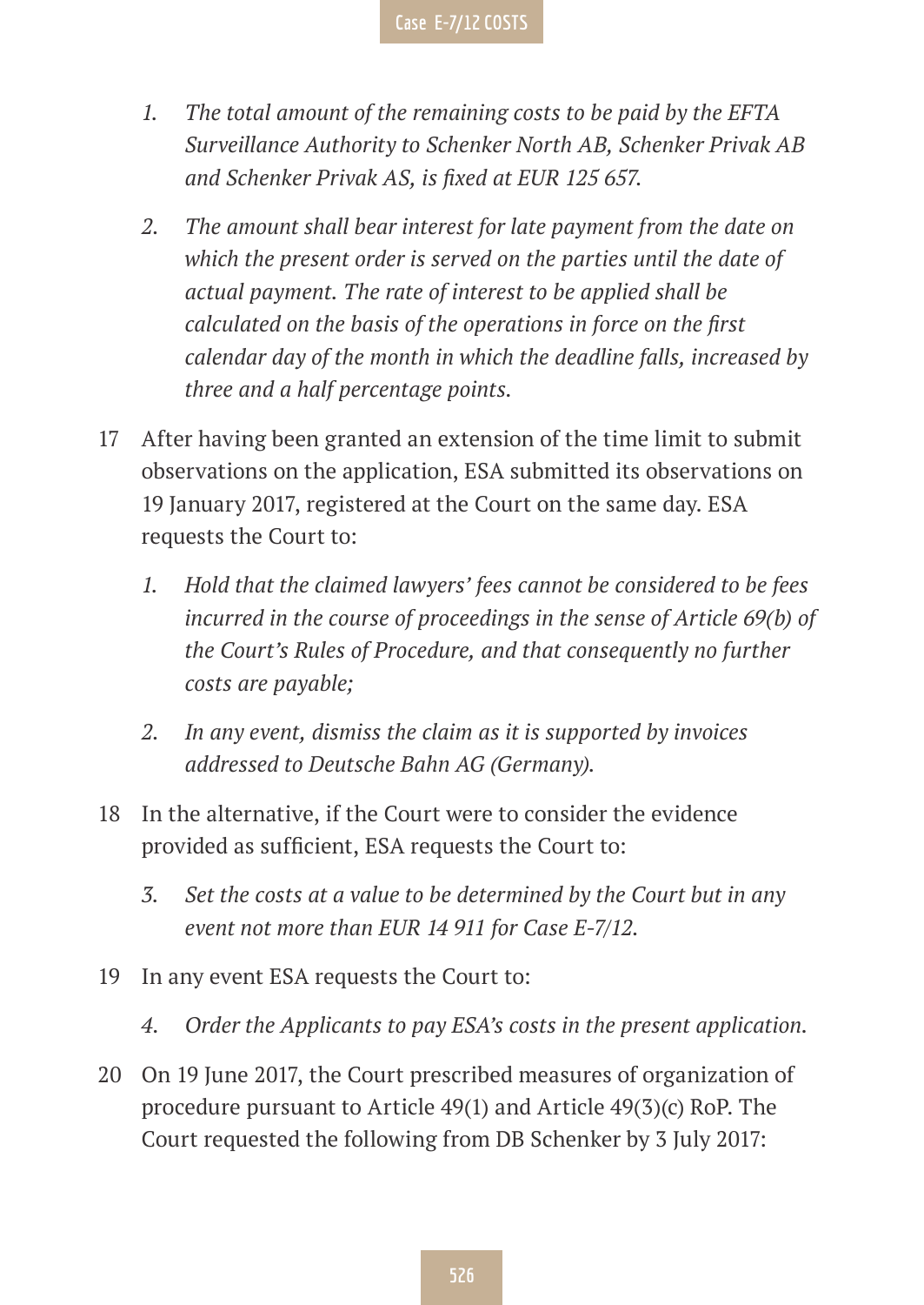1. *The total amount of the remaining costs to be paid by the EFTA Surveillance Authority to Schenker North AB, Schenker Privak AB and Schenker Privak AS, is fixed at EUR 125 657.*

2. *The amount shall bear interest for late payment from the date on which the present order is served on the parties until the date of actual payment. The rate of interest to be applied shall be calculated on the basis of the operations in force on the first calendar day of the month in which the deadline falls, increased by three and a half percentage points.*

17 After having been granted an extension of the time limit to submit observations on the application, ESA submitted its observations on 19 January 2017, registered at the Court on the same day. ESA requests the Court to:

1. *Hold that the claimed lawyers' fees cannot be considered to be fees incurred in the course of proceedings in the sense of Article 69(b) of the Court's Rules of Procedure, and that consequently no further costs are payable;*

2. *In any event, dismiss the claim as it is supported by invoices addressed to Deutsche Bahn AG (Germany).*

18 In the alternative, if the Court were to consider the evidence provided as sufficient, ESA requests the Court to:

3. *Set the costs at a value to be determined by the Court but in any event not more than EUR 14 911 for Case E-7/12.*

19 In any event ESA requests the Court to:

4. *Order the Applicants to pay ESA's costs in the present application.*

20 On 19 June 2017, the Court prescribed measures of organization of procedure pursuant to Article 49(1) and Article 49(3)(c) RoP. The Court requested the following from DB Schenker by 3 July 2017: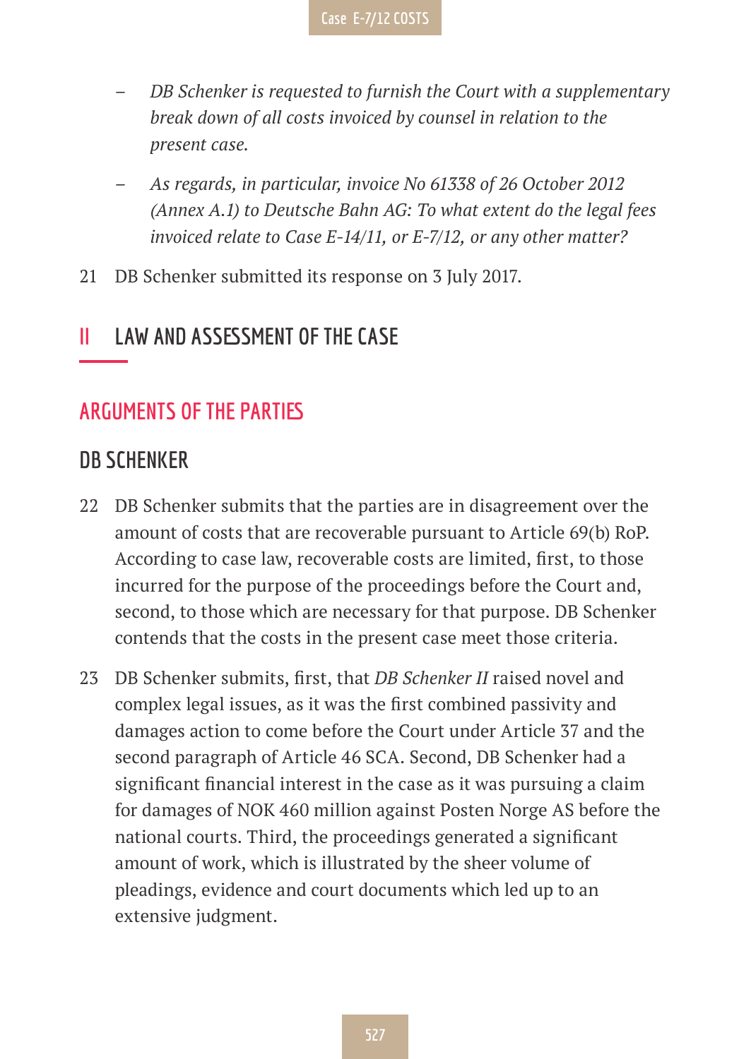- *DB Schenker is requested to furnish the Court with a supplementary break down of all costs invoiced by counsel in relation to the present case.*
- *As regards, in particular, invoice No 61338 of 26 October 2012 (Annex A.1) to Deutsche Bahn AG: To what extent do the legal fees invoiced relate to Case E-14/11, or E-7/12, or any other matter?*

21 DB Schenker submitted its response on 3 July 2017.

# II LAW AND ASSESSMENT OF THE CASE

## ARGUMENTS OF THE PARTIES

### DB SCHENKER

22 DB Schenker submits that the parties are in disagreement over the amount of costs that are recoverable pursuant to Article 69(b) RoP. According to case law, recoverable costs are limited, first, to those incurred for the purpose of the proceedings before the Court and, second, to those which are necessary for that purpose. DB Schenker contends that the costs in the present case meet those criteria.

23 DB Schenker submits, first, that *DB Schenker II* raised novel and complex legal issues, as it was the first combined passivity and damages action to come before the Court under Article 37 and the second paragraph of Article 46 SCA. Second, DB Schenker had a significant financial interest in the case as it was pursuing a claim for damages of NOK 460 million against Posten Norge AS before the national courts. Third, the proceedings generated a significant amount of work, which is illustrated by the sheer volume of pleadings, evidence and court documents which led up to an extensive judgment.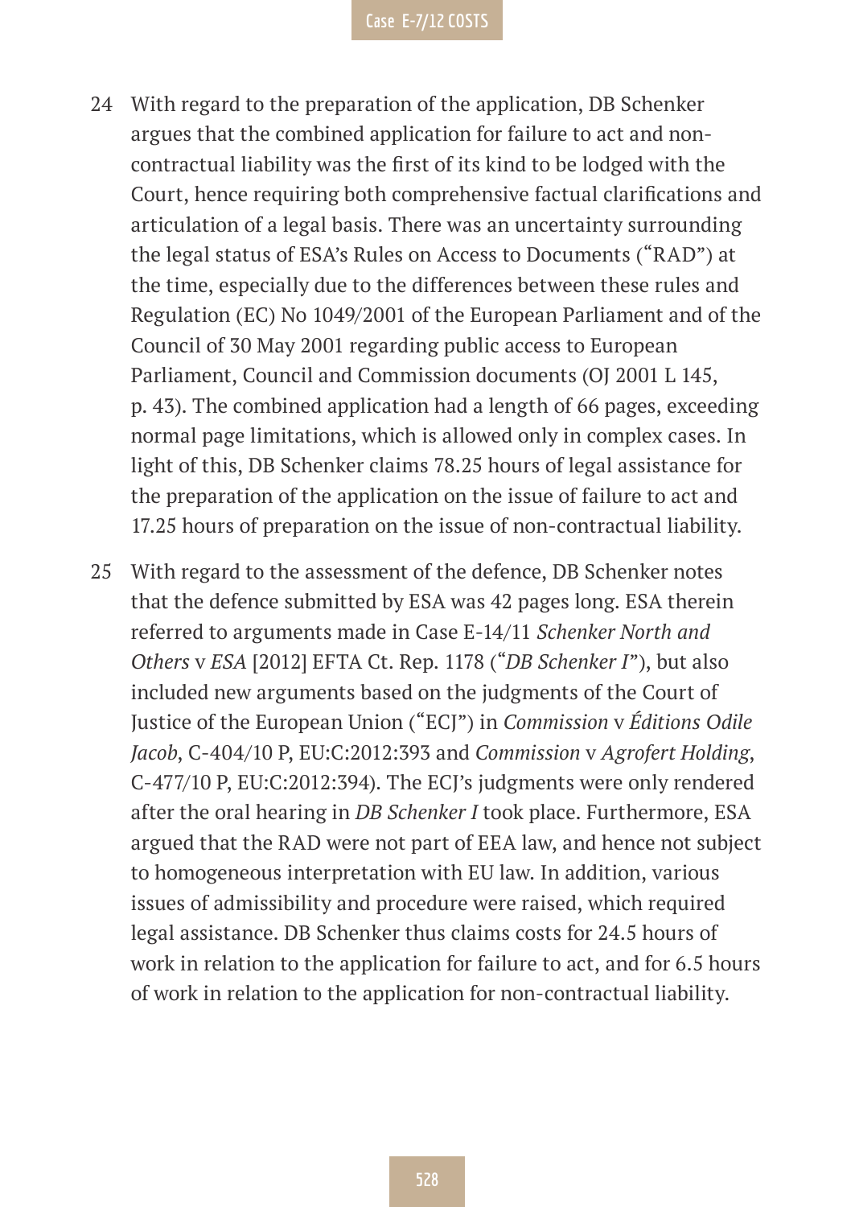24 With regard to the preparation of the application, DB Schenker argues that the combined application for failure to act and non-contractual liability was the first of its kind to be lodged with the Court, hence requiring both comprehensive factual clarifications and articulation of a legal basis. There was an uncertainty surrounding the legal status of ESA's Rules on Access to Documents ("RAD") at the time, especially due to the differences between these rules and Regulation (EC) No 1049/2001 of the European Parliament and of the Council of 30 May 2001 regarding public access to European Parliament, Council and Commission documents (OJ 2001 L 145, p. 43). The combined application had a length of 66 pages, exceeding normal page limitations, which is allowed only in complex cases. In light of this, DB Schenker claims 78.25 hours of legal assistance for the preparation of the application on the issue of failure to act and 17.25 hours of preparation on the issue of non-contractual liability.

25 With regard to the assessment of the defence, DB Schenker notes that the defence submitted by ESA was 42 pages long. ESA therein referred to arguments made in Case E-14/11 *Schenker North and Others* v *ESA* [2012] EFTA Ct. Rep. 1178 ("*DB Schenker I*"), but also included new arguments based on the judgments of the Court of Justice of the European Union ("ECJ") in *Commission* v *Éditions Odile Jacob*, C-404/10 P, EU:C:2012:393 and *Commission* v *Agrofert Holding*, C-477/10 P, EU:C:2012:394). The ECJ's judgments were only rendered after the oral hearing in *DB Schenker I* took place. Furthermore, ESA argued that the RAD were not part of EEA law, and hence not subject to homogeneous interpretation with EU law. In addition, various issues of admissibility and procedure were raised, which required legal assistance. DB Schenker thus claims costs for 24.5 hours of work in relation to the application for failure to act, and for 6.5 hours of work in relation to the application for non-contractual liability.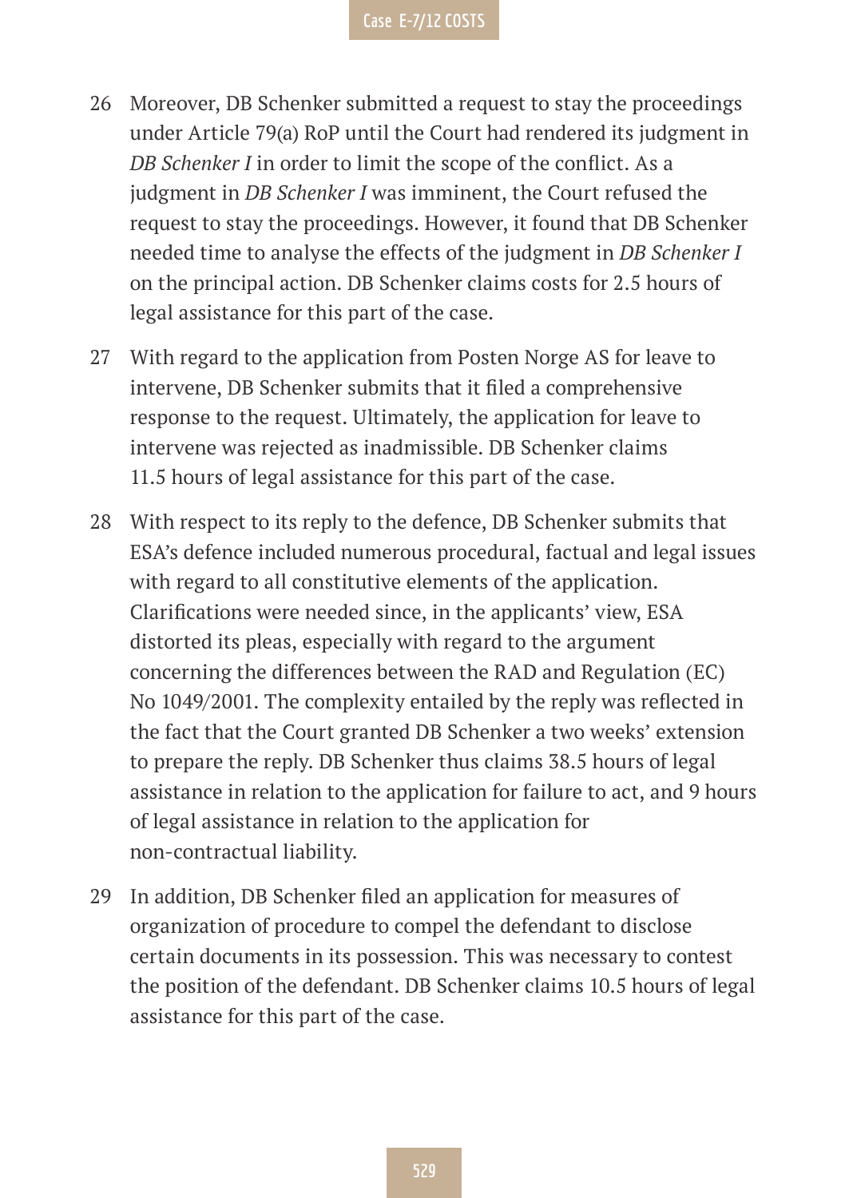26 Moreover, DB Schenker submitted a request to stay the proceedings under Article 79(a) RoP until the Court had rendered its judgment in *DB Schenker I* in order to limit the scope of the conflict. As a judgment in *DB Schenker I* was imminent, the Court refused the request to stay the proceedings. However, it found that DB Schenker needed time to analyse the effects of the judgment in *DB Schenker I* on the principal action. DB Schenker claims costs for 2.5 hours of legal assistance for this part of the case.

27 With regard to the application from Posten Norge AS for leave to intervene, DB Schenker submits that it filed a comprehensive response to the request. Ultimately, the application for leave to intervene was rejected as inadmissible. DB Schenker claims 11.5 hours of legal assistance for this part of the case.

28 With respect to its reply to the defence, DB Schenker submits that ESA's defence included numerous procedural, factual and legal issues with regard to all constitutive elements of the application. Clarifications were needed since, in the applicants' view, ESA distorted its pleas, especially with regard to the argument concerning the differences between the RAD and Regulation (EC) No 1049/2001. The complexity entailed by the reply was reflected in the fact that the Court granted DB Schenker a two weeks' extension to prepare the reply. DB Schenker thus claims 38.5 hours of legal assistance in relation to the application for failure to act, and 9 hours of legal assistance in relation to the application for non-contractual liability.

29 In addition, DB Schenker filed an application for measures of organization of procedure to compel the defendant to disclose certain documents in its possession. This was necessary to contest the position of the defendant. DB Schenker claims 10.5 hours of legal assistance for this part of the case.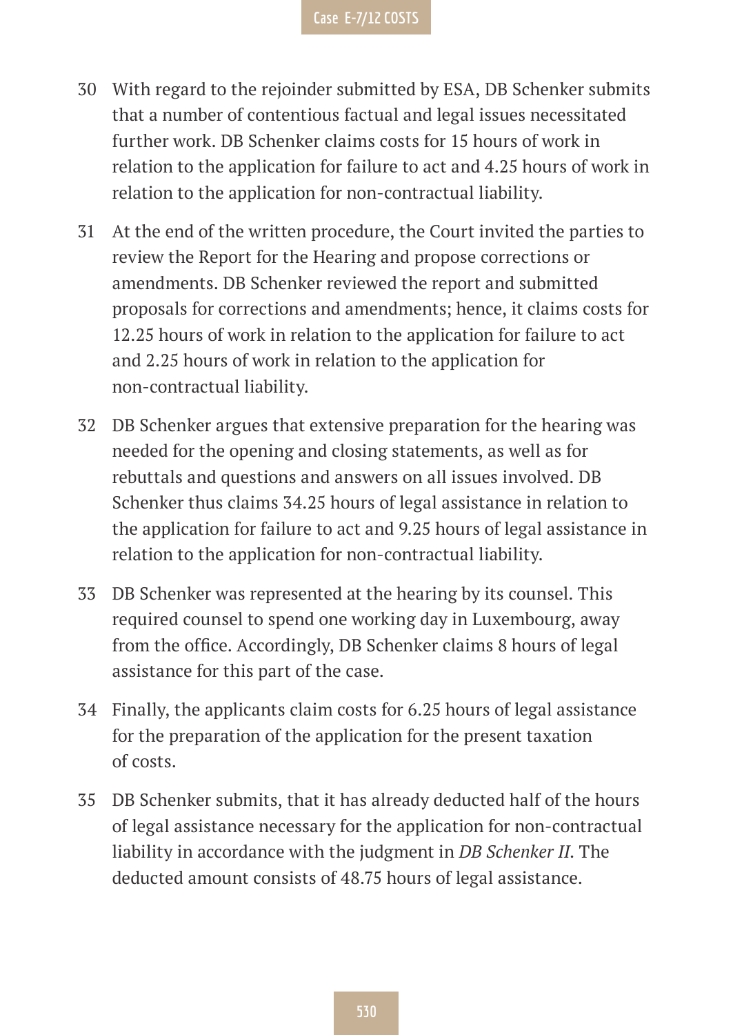30 With regard to the rejoinder submitted by ESA, DB Schenker submits that a number of contentious factual and legal issues necessitated further work. DB Schenker claims costs for 15 hours of work in relation to the application for failure to act and 4.25 hours of work in relation to the application for non-contractual liability.

31 At the end of the written procedure, the Court invited the parties to review the Report for the Hearing and propose corrections or amendments. DB Schenker reviewed the report and submitted proposals for corrections and amendments; hence, it claims costs for 12.25 hours of work in relation to the application for failure to act and 2.25 hours of work in relation to the application for non-contractual liability.

32 DB Schenker argues that extensive preparation for the hearing was needed for the opening and closing statements, as well as for rebuttals and questions and answers on all issues involved. DB Schenker thus claims 34.25 hours of legal assistance in relation to the application for failure to act and 9.25 hours of legal assistance in relation to the application for non-contractual liability.

33 DB Schenker was represented at the hearing by its counsel. This required counsel to spend one working day in Luxembourg, away from the office. Accordingly, DB Schenker claims 8 hours of legal assistance for this part of the case.

34 Finally, the applicants claim costs for 6.25 hours of legal assistance for the preparation of the application for the present taxation of costs.

35 DB Schenker submits, that it has already deducted half of the hours of legal assistance necessary for the application for non-contractual liability in accordance with the judgment in *DB Schenker II*. The deducted amount consists of 48.75 hours of legal assistance.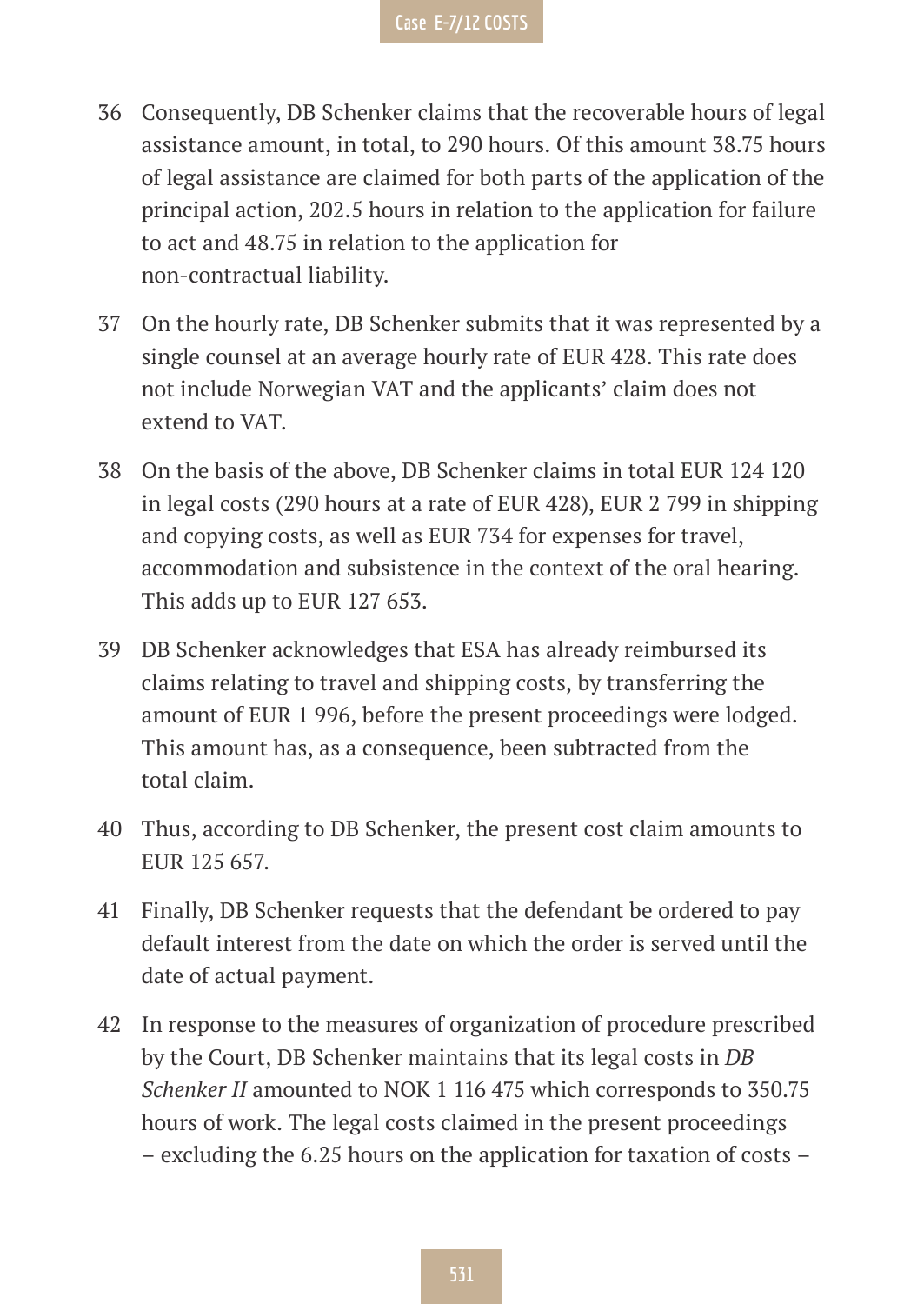36 Consequently, DB Schenker claims that the recoverable hours of legal assistance amount, in total, to 290 hours. Of this amount 38.75 hours of legal assistance are claimed for both parts of the application of the principal action, 202.5 hours in relation to the application for failure to act and 48.75 in relation to the application for non-contractual liability.

37 On the hourly rate, DB Schenker submits that it was represented by a single counsel at an average hourly rate of EUR 428. This rate does not include Norwegian VAT and the applicants' claim does not extend to VAT.

38 On the basis of the above, DB Schenker claims in total EUR 124 120 in legal costs (290 hours at a rate of EUR 428), EUR 2 799 in shipping and copying costs, as well as EUR 734 for expenses for travel, accommodation and subsistence in the context of the oral hearing. This adds up to EUR 127 653.

39 DB Schenker acknowledges that ESA has already reimbursed its claims relating to travel and shipping costs, by transferring the amount of EUR 1 996, before the present proceedings were lodged. This amount has, as a consequence, been subtracted from the total claim.

40 Thus, according to DB Schenker, the present cost claim amounts to EUR 125 657.

41 Finally, DB Schenker requests that the defendant be ordered to pay default interest from the date on which the order is served until the date of actual payment.

42 In response to the measures of organization of procedure prescribed by the Court, DB Schenker maintains that its legal costs in *DB Schenker II* amounted to NOK 1 116 475 which corresponds to 350.75 hours of work. The legal costs claimed in the present proceedings – excluding the 6.25 hours on the application for taxation of costs –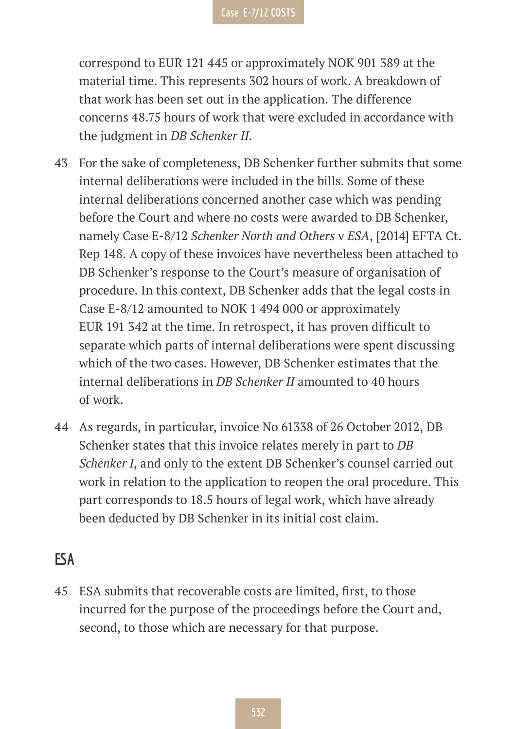correspond to EUR 121 445 or approximately NOK 901 389 at the material time. This represents 302 hours of work. A breakdown of that work has been set out in the application. The difference concerns 48.75 hours of work that were excluded in accordance with the judgment in *DB Schenker II*.

43 For the sake of completeness, DB Schenker further submits that some internal deliberations were included in the bills. Some of these internal deliberations concerned another case which was pending before the Court and where no costs were awarded to DB Schenker, namely Case E-8/12 *Schenker North and Others* v *ESA*, [2014] EFTA Ct. Rep 148. A copy of these invoices have nevertheless been attached to DB Schenker's response to the Court's measure of organisation of procedure. In this context, DB Schenker adds that the legal costs in Case E-8/12 amounted to NOK 1 494 000 or approximately EUR 191 342 at the time. In retrospect, it has proven difficult to separate which parts of internal deliberations were spent discussing which of the two cases. However, DB Schenker estimates that the internal deliberations in *DB Schenker II* amounted to 40 hours of work.

44 As regards, in particular, invoice No 61338 of 26 October 2012, DB Schenker states that this invoice relates merely in part to *DB Schenker I*, and only to the extent DB Schenker's counsel carried out work in relation to the application to reopen the oral procedure. This part corresponds to 18.5 hours of legal work, which have already been deducted by DB Schenker in its initial cost claim.

## ESA

45 ESA submits that recoverable costs are limited, first, to those incurred for the purpose of the proceedings before the Court and, second, to those which are necessary for that purpose.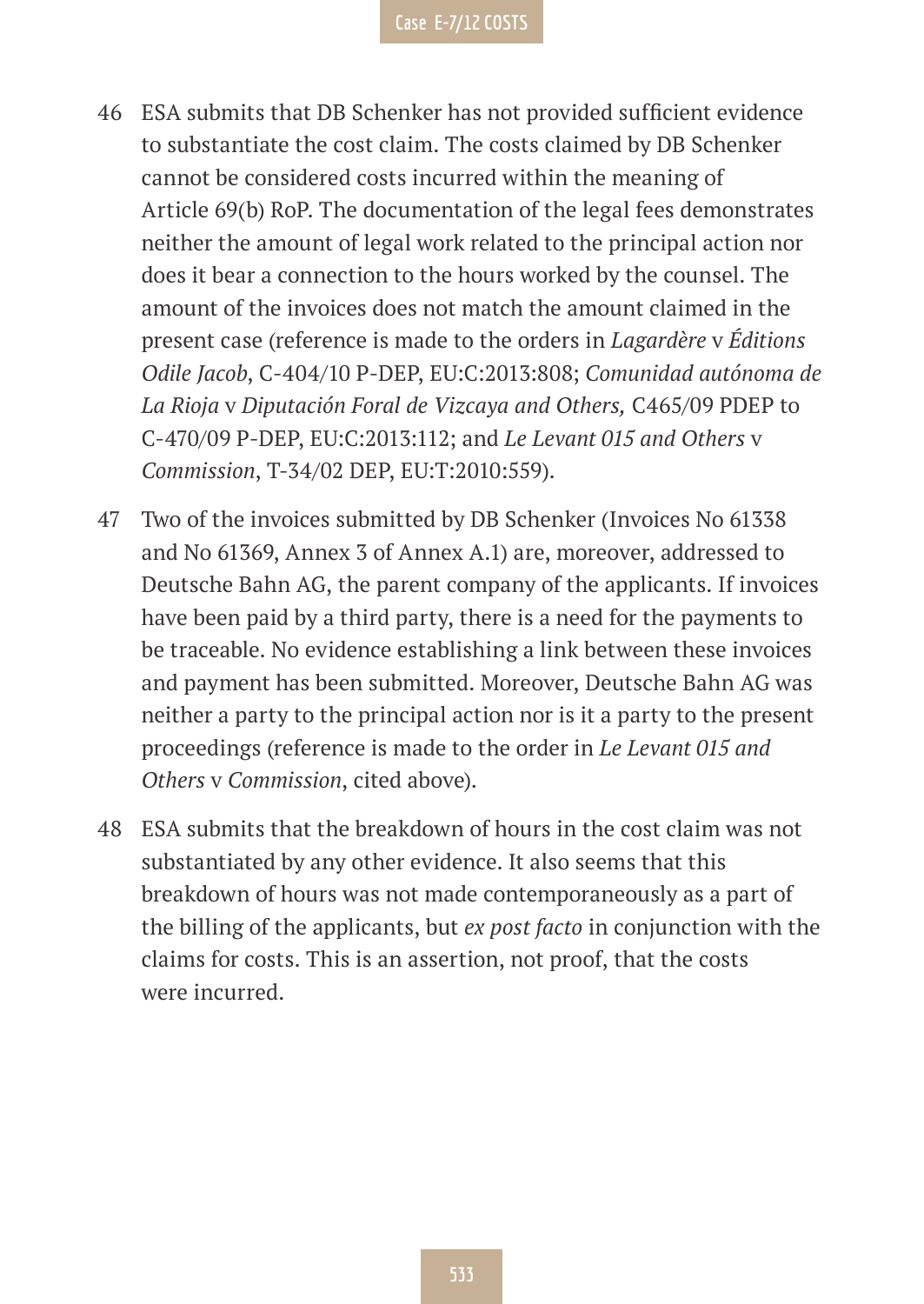46 ESA submits that DB Schenker has not provided sufficient evidence to substantiate the cost claim. The costs claimed by DB Schenker cannot be considered costs incurred within the meaning of Article 69(b) RoP. The documentation of the legal fees demonstrates neither the amount of legal work related to the principal action nor does it bear a connection to the hours worked by the counsel. The amount of the invoices does not match the amount claimed in the present case (reference is made to the orders in *Lagardère* v *Éditions Odile Jacob*, C-404/10 P-DEP, EU:C:2013:808; *Comunidad autónoma de La Rioja* v *Diputación Foral de Vizcaya and Others,* C465/09 PDEP to C-470/09 P-DEP, EU:C:2013:112; and *Le Levant 015 and Others* v *Commission*, T-34/02 DEP, EU:T:2010:559).

47 Two of the invoices submitted by DB Schenker (Invoices No 61338 and No 61369, Annex 3 of Annex A.1) are, moreover, addressed to Deutsche Bahn AG, the parent company of the applicants. If invoices have been paid by a third party, there is a need for the payments to be traceable. No evidence establishing a link between these invoices and payment has been submitted. Moreover, Deutsche Bahn AG was neither a party to the principal action nor is it a party to the present proceedings (reference is made to the order in *Le Levant 015 and Others* v *Commission*, cited above).

48 ESA submits that the breakdown of hours in the cost claim was not substantiated by any other evidence. It also seems that this breakdown of hours was not made contemporaneously as a part of the billing of the applicants, but *ex post facto* in conjunction with the claims for costs. This is an assertion, not proof, that the costs were incurred.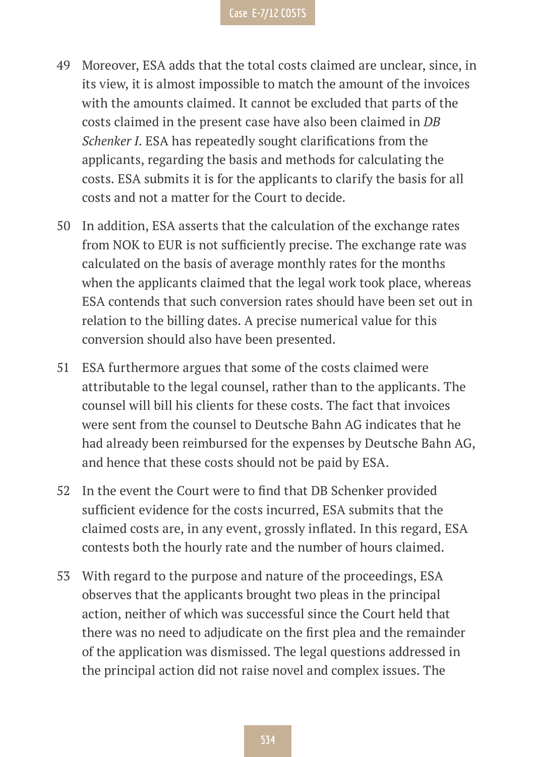49 Moreover, ESA adds that the total costs claimed are unclear, since, in its view, it is almost impossible to match the amount of the invoices with the amounts claimed. It cannot be excluded that parts of the costs claimed in the present case have also been claimed in *DB Schenker I*. ESA has repeatedly sought clarifications from the applicants, regarding the basis and methods for calculating the costs. ESA submits it is for the applicants to clarify the basis for all costs and not a matter for the Court to decide.

50 In addition, ESA asserts that the calculation of the exchange rates from NOK to EUR is not sufficiently precise. The exchange rate was calculated on the basis of average monthly rates for the months when the applicants claimed that the legal work took place, whereas ESA contends that such conversion rates should have been set out in relation to the billing dates. A precise numerical value for this conversion should also have been presented.

51 ESA furthermore argues that some of the costs claimed were attributable to the legal counsel, rather than to the applicants. The counsel will bill his clients for these costs. The fact that invoices were sent from the counsel to Deutsche Bahn AG indicates that he had already been reimbursed for the expenses by Deutsche Bahn AG, and hence that these costs should not be paid by ESA.

52 In the event the Court were to find that DB Schenker provided sufficient evidence for the costs incurred, ESA submits that the claimed costs are, in any event, grossly inflated. In this regard, ESA contests both the hourly rate and the number of hours claimed.

53 With regard to the purpose and nature of the proceedings, ESA observes that the applicants brought two pleas in the principal action, neither of which was successful since the Court held that there was no need to adjudicate on the first plea and the remainder of the application was dismissed. The legal questions addressed in the principal action did not raise novel and complex issues. The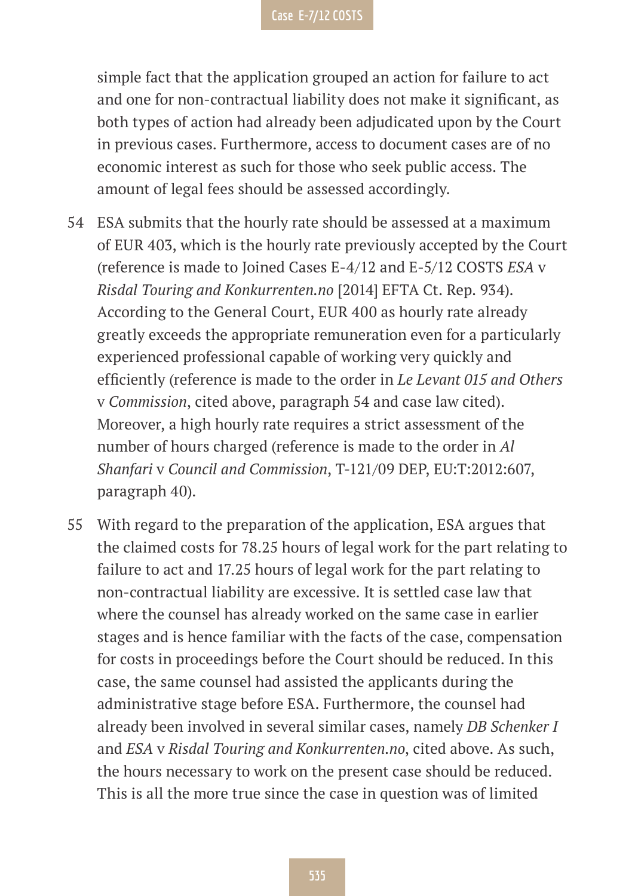simple fact that the application grouped an action for failure to act and one for non-contractual liability does not make it significant, as both types of action had already been adjudicated upon by the Court in previous cases. Furthermore, access to document cases are of no economic interest as such for those who seek public access. The amount of legal fees should be assessed accordingly.

54 ESA submits that the hourly rate should be assessed at a maximum of EUR 403, which is the hourly rate previously accepted by the Court (reference is made to Joined Cases E-4/12 and E-5/12 COSTS *ESA* v *Risdal Touring and Konkurrenten.no* [2014] EFTA Ct. Rep. 934). According to the General Court, EUR 400 as hourly rate already greatly exceeds the appropriate remuneration even for a particularly experienced professional capable of working very quickly and efficiently (reference is made to the order in *Le Levant 015 and Others* v *Commission*, cited above, paragraph 54 and case law cited). Moreover, a high hourly rate requires a strict assessment of the number of hours charged (reference is made to the order in *Al Shanfari* v *Council and Commission*, T-121/09 DEP, EU:T:2012:607, paragraph 40).

55 With regard to the preparation of the application, ESA argues that the claimed costs for 78.25 hours of legal work for the part relating to failure to act and 17.25 hours of legal work for the part relating to non-contractual liability are excessive. It is settled case law that where the counsel has already worked on the same case in earlier stages and is hence familiar with the facts of the case, compensation for costs in proceedings before the Court should be reduced. In this case, the same counsel had assisted the applicants during the administrative stage before ESA. Furthermore, the counsel had already been involved in several similar cases, namely *DB Schenker I* and *ESA* v *Risdal Touring and Konkurrenten.no*, cited above. As such, the hours necessary to work on the present case should be reduced. This is all the more true since the case in question was of limited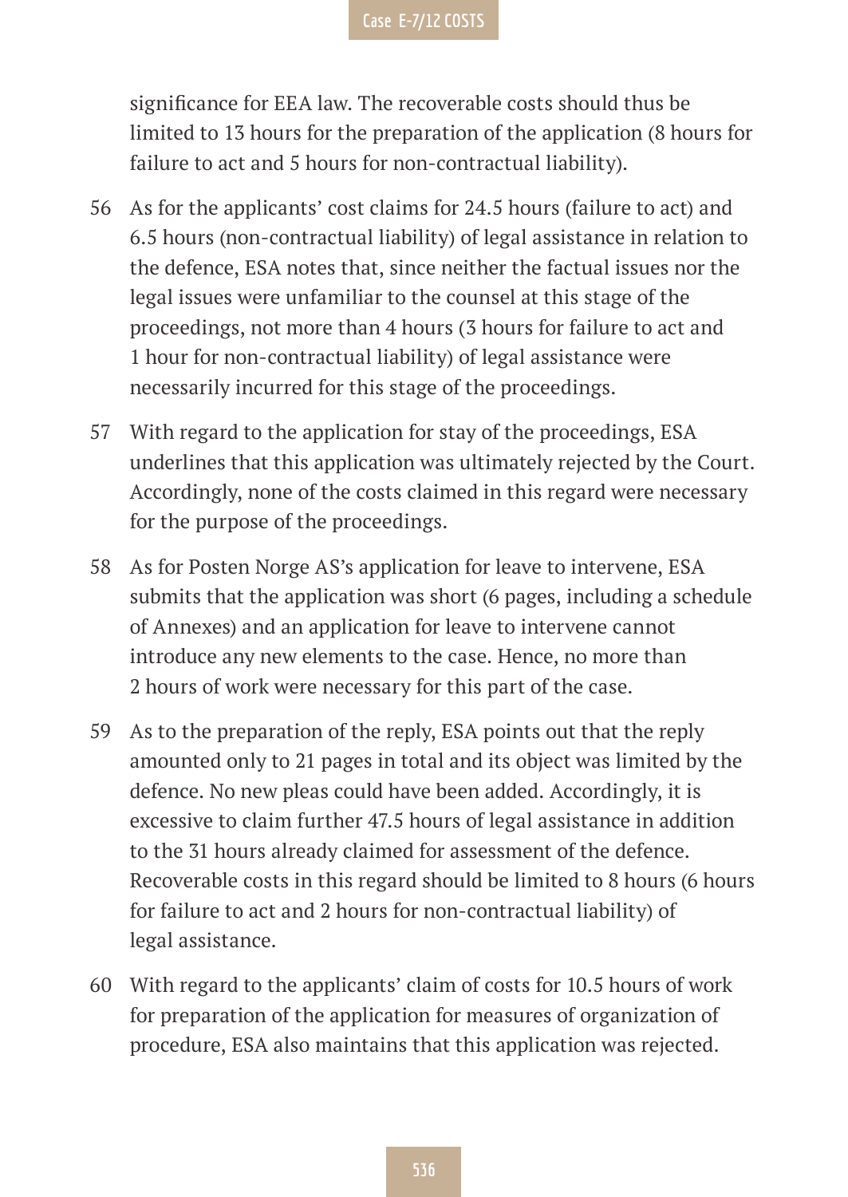significance for EEA law. The recoverable costs should thus be limited to 13 hours for the preparation of the application (8 hours for failure to act and 5 hours for non-contractual liability).

56 As for the applicants' cost claims for 24.5 hours (failure to act) and 6.5 hours (non-contractual liability) of legal assistance in relation to the defence, ESA notes that, since neither the factual issues nor the legal issues were unfamiliar to the counsel at this stage of the proceedings, not more than 4 hours (3 hours for failure to act and 1 hour for non-contractual liability) of legal assistance were necessarily incurred for this stage of the proceedings.

57 With regard to the application for stay of the proceedings, ESA underlines that this application was ultimately rejected by the Court. Accordingly, none of the costs claimed in this regard were necessary for the purpose of the proceedings.

58 As for Posten Norge AS's application for leave to intervene, ESA submits that the application was short (6 pages, including a schedule of Annexes) and an application for leave to intervene cannot introduce any new elements to the case. Hence, no more than 2 hours of work were necessary for this part of the case.

59 As to the preparation of the reply, ESA points out that the reply amounted only to 21 pages in total and its object was limited by the defence. No new pleas could have been added. Accordingly, it is excessive to claim further 47.5 hours of legal assistance in addition to the 31 hours already claimed for assessment of the defence. Recoverable costs in this regard should be limited to 8 hours (6 hours for failure to act and 2 hours for non-contractual liability) of legal assistance.

60 With regard to the applicants' claim of costs for 10.5 hours of work for preparation of the application for measures of organization of procedure, ESA also maintains that this application was rejected.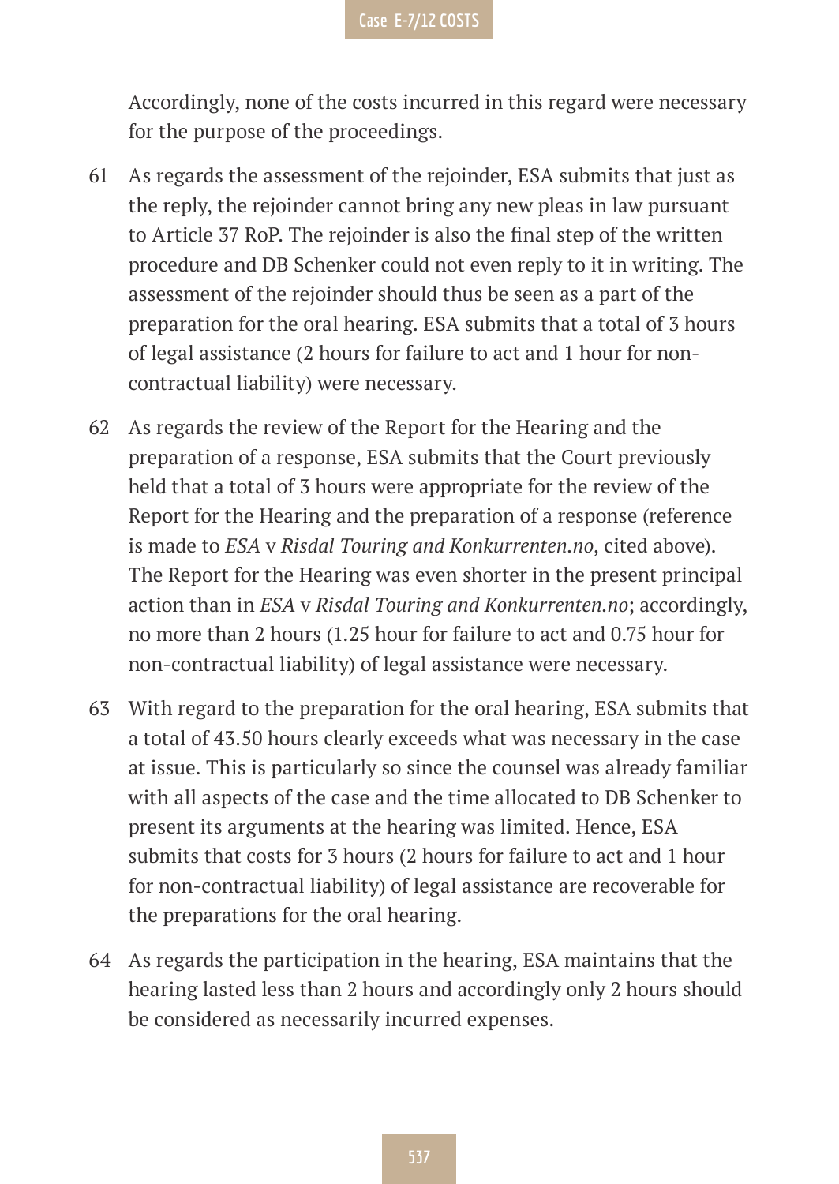Accordingly, none of the costs incurred in this regard were necessary for the purpose of the proceedings.

61 As regards the assessment of the rejoinder, ESA submits that just as the reply, the rejoinder cannot bring any new pleas in law pursuant to Article 37 RoP. The rejoinder is also the final step of the written procedure and DB Schenker could not even reply to it in writing. The assessment of the rejoinder should thus be seen as a part of the preparation for the oral hearing. ESA submits that a total of 3 hours of legal assistance (2 hours for failure to act and 1 hour for non-contractual liability) were necessary.

62 As regards the review of the Report for the Hearing and the preparation of a response, ESA submits that the Court previously held that a total of 3 hours were appropriate for the review of the Report for the Hearing and the preparation of a response (reference is made to *ESA* v *Risdal Touring and Konkurrenten.no*, cited above). The Report for the Hearing was even shorter in the present principal action than in *ESA* v *Risdal Touring and Konkurrenten.no*; accordingly, no more than 2 hours (1.25 hour for failure to act and 0.75 hour for non-contractual liability) of legal assistance were necessary.

63 With regard to the preparation for the oral hearing, ESA submits that a total of 43.50 hours clearly exceeds what was necessary in the case at issue. This is particularly so since the counsel was already familiar with all aspects of the case and the time allocated to DB Schenker to present its arguments at the hearing was limited. Hence, ESA submits that costs for 3 hours (2 hours for failure to act and 1 hour for non-contractual liability) of legal assistance are recoverable for the preparations for the oral hearing.

64 As regards the participation in the hearing, ESA maintains that the hearing lasted less than 2 hours and accordingly only 2 hours should be considered as necessarily incurred expenses.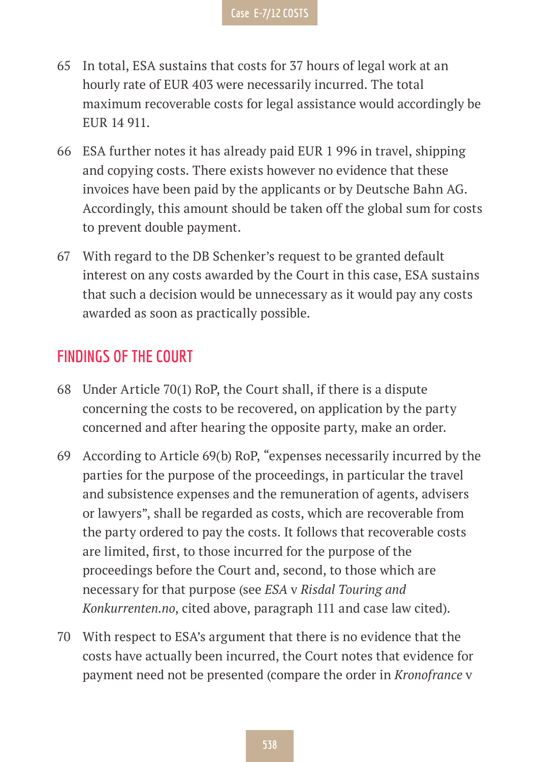65 In total, ESA sustains that costs for 37 hours of legal work at an hourly rate of EUR 403 were necessarily incurred. The total maximum recoverable costs for legal assistance would accordingly be EUR 14 911.

66 ESA further notes it has already paid EUR 1 996 in travel, shipping and copying costs. There exists however no evidence that these invoices have been paid by the applicants or by Deutsche Bahn AG. Accordingly, this amount should be taken off the global sum for costs to prevent double payment.

67 With regard to the DB Schenker's request to be granted default interest on any costs awarded by the Court in this case, ESA sustains that such a decision would be unnecessary as it would pay any costs awarded as soon as practically possible.

## FINDINGS OF THE COURT

68 Under Article 70(1) RoP, the Court shall, if there is a dispute concerning the costs to be recovered, on application by the party concerned and after hearing the opposite party, make an order.

69 According to Article 69(b) RoP, "expenses necessarily incurred by the parties for the purpose of the proceedings, in particular the travel and subsistence expenses and the remuneration of agents, advisers or lawyers", shall be regarded as costs, which are recoverable from the party ordered to pay the costs. It follows that recoverable costs are limited, first, to those incurred for the purpose of the proceedings before the Court and, second, to those which are necessary for that purpose (see *ESA* v *Risdal Touring and Konkurrenten.no*, cited above, paragraph 111 and case law cited).

70 With respect to ESA's argument that there is no evidence that the costs have actually been incurred, the Court notes that evidence for payment need not be presented (compare the order in *Kronofrance* v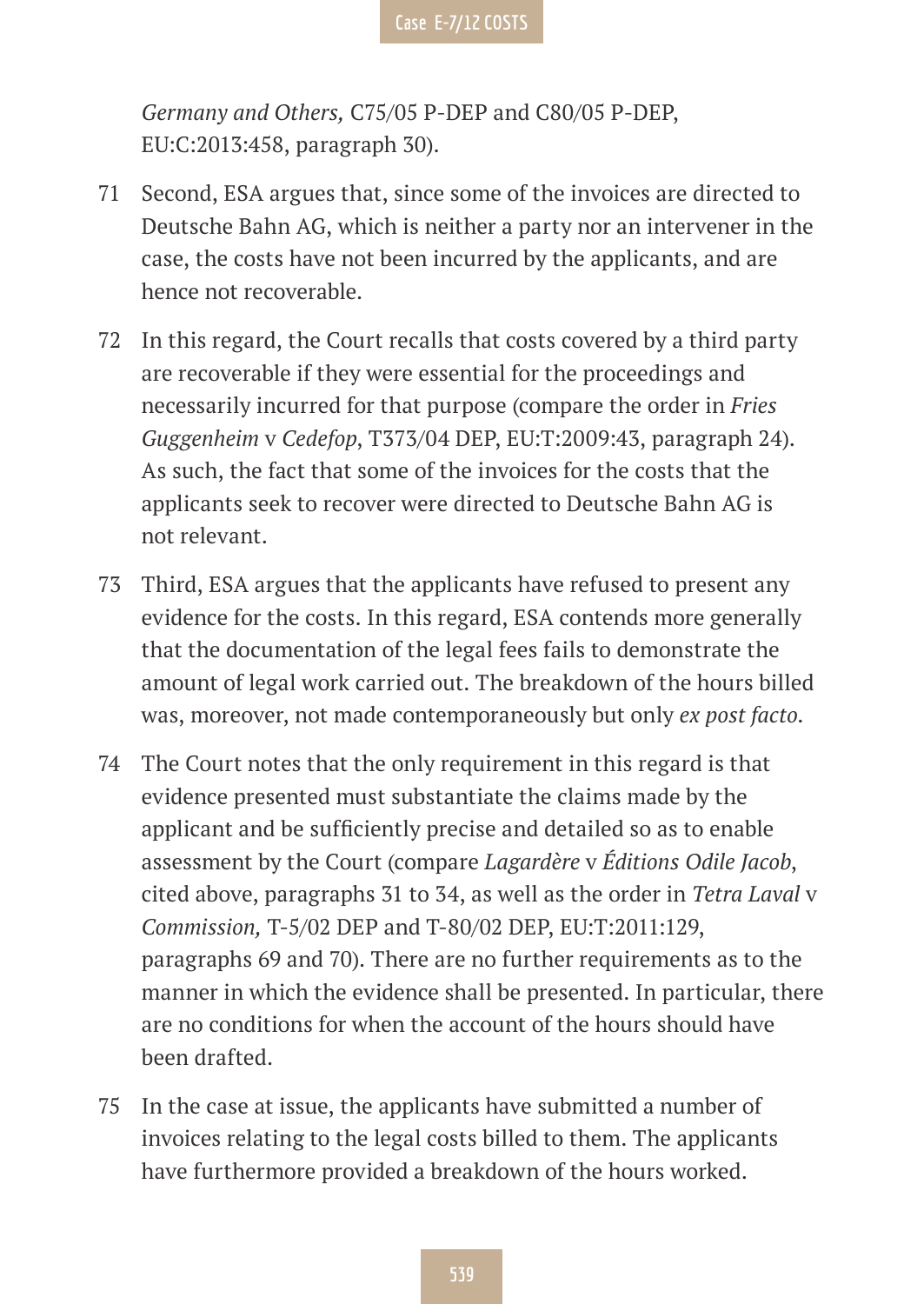*Germany and Others,* C75/05 P-DEP and C80/05 P-DEP, EU:C:2013:458, paragraph 30).

71 Second, ESA argues that, since some of the invoices are directed to Deutsche Bahn AG, which is neither a party nor an intervener in the case, the costs have not been incurred by the applicants, and are hence not recoverable.

72 In this regard, the Court recalls that costs covered by a third party are recoverable if they were essential for the proceedings and necessarily incurred for that purpose (compare the order in *Fries Guggenheim* v *Cedefop*, T373/04 DEP, EU:T:2009:43, paragraph 24). As such, the fact that some of the invoices for the costs that the applicants seek to recover were directed to Deutsche Bahn AG is not relevant.

73 Third, ESA argues that the applicants have refused to present any evidence for the costs. In this regard, ESA contends more generally that the documentation of the legal fees fails to demonstrate the amount of legal work carried out. The breakdown of the hours billed was, moreover, not made contemporaneously but only *ex post facto*.

74 The Court notes that the only requirement in this regard is that evidence presented must substantiate the claims made by the applicant and be sufficiently precise and detailed so as to enable assessment by the Court (compare *Lagardère* v *Éditions Odile Jacob*, cited above, paragraphs 31 to 34, as well as the order in *Tetra Laval* v *Commission,* T-5/02 DEP and T-80/02 DEP, EU:T:2011:129, paragraphs 69 and 70). There are no further requirements as to the manner in which the evidence shall be presented. In particular, there are no conditions for when the account of the hours should have been drafted.

75 In the case at issue, the applicants have submitted a number of invoices relating to the legal costs billed to them. The applicants have furthermore provided a breakdown of the hours worked.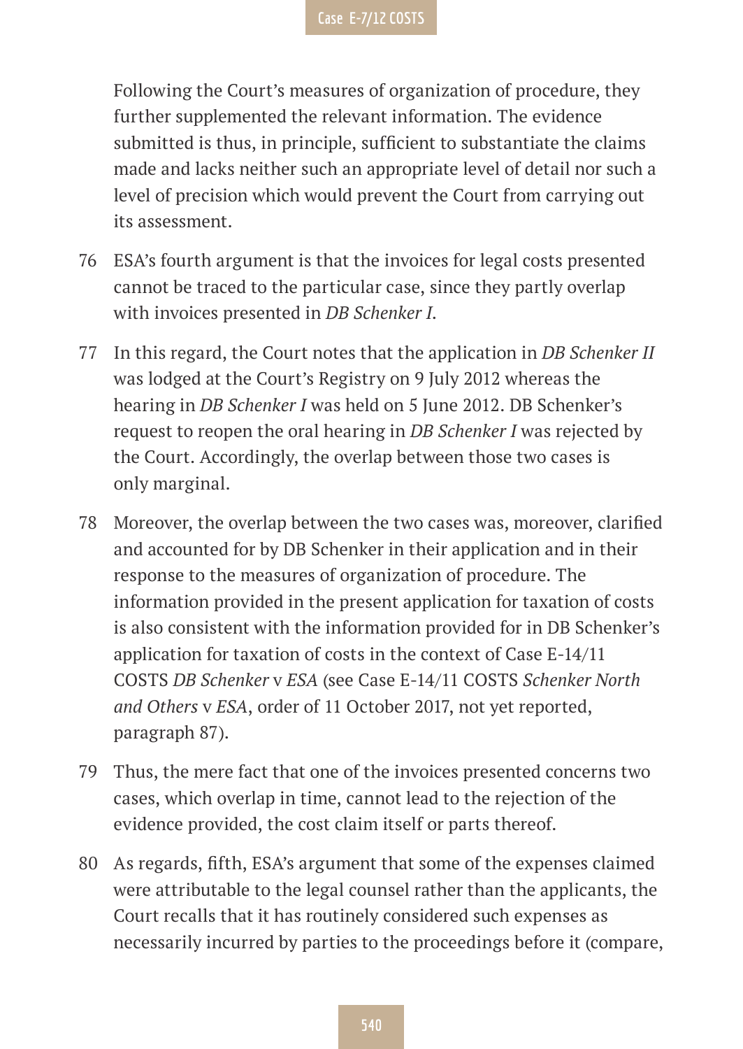Following the Court's measures of organization of procedure, they further supplemented the relevant information. The evidence submitted is thus, in principle, sufficient to substantiate the claims made and lacks neither such an appropriate level of detail nor such a level of precision which would prevent the Court from carrying out its assessment.

76 ESA's fourth argument is that the invoices for legal costs presented cannot be traced to the particular case, since they partly overlap with invoices presented in *DB Schenker I*.

77 In this regard, the Court notes that the application in *DB Schenker II* was lodged at the Court's Registry on 9 July 2012 whereas the hearing in *DB Schenker I* was held on 5 June 2012. DB Schenker's request to reopen the oral hearing in *DB Schenker I* was rejected by the Court. Accordingly, the overlap between those two cases is only marginal.

78 Moreover, the overlap between the two cases was, moreover, clarified and accounted for by DB Schenker in their application and in their response to the measures of organization of procedure. The information provided in the present application for taxation of costs is also consistent with the information provided for in DB Schenker's application for taxation of costs in the context of Case E-14/11 COSTS *DB Schenker* v *ESA* (see Case E-14/11 COSTS *Schenker North and Others* v *ESA*, order of 11 October 2017, not yet reported, paragraph 87).

79 Thus, the mere fact that one of the invoices presented concerns two cases, which overlap in time, cannot lead to the rejection of the evidence provided, the cost claim itself or parts thereof.

80 As regards, fifth, ESA's argument that some of the expenses claimed were attributable to the legal counsel rather than the applicants, the Court recalls that it has routinely considered such expenses as necessarily incurred by parties to the proceedings before it (compare,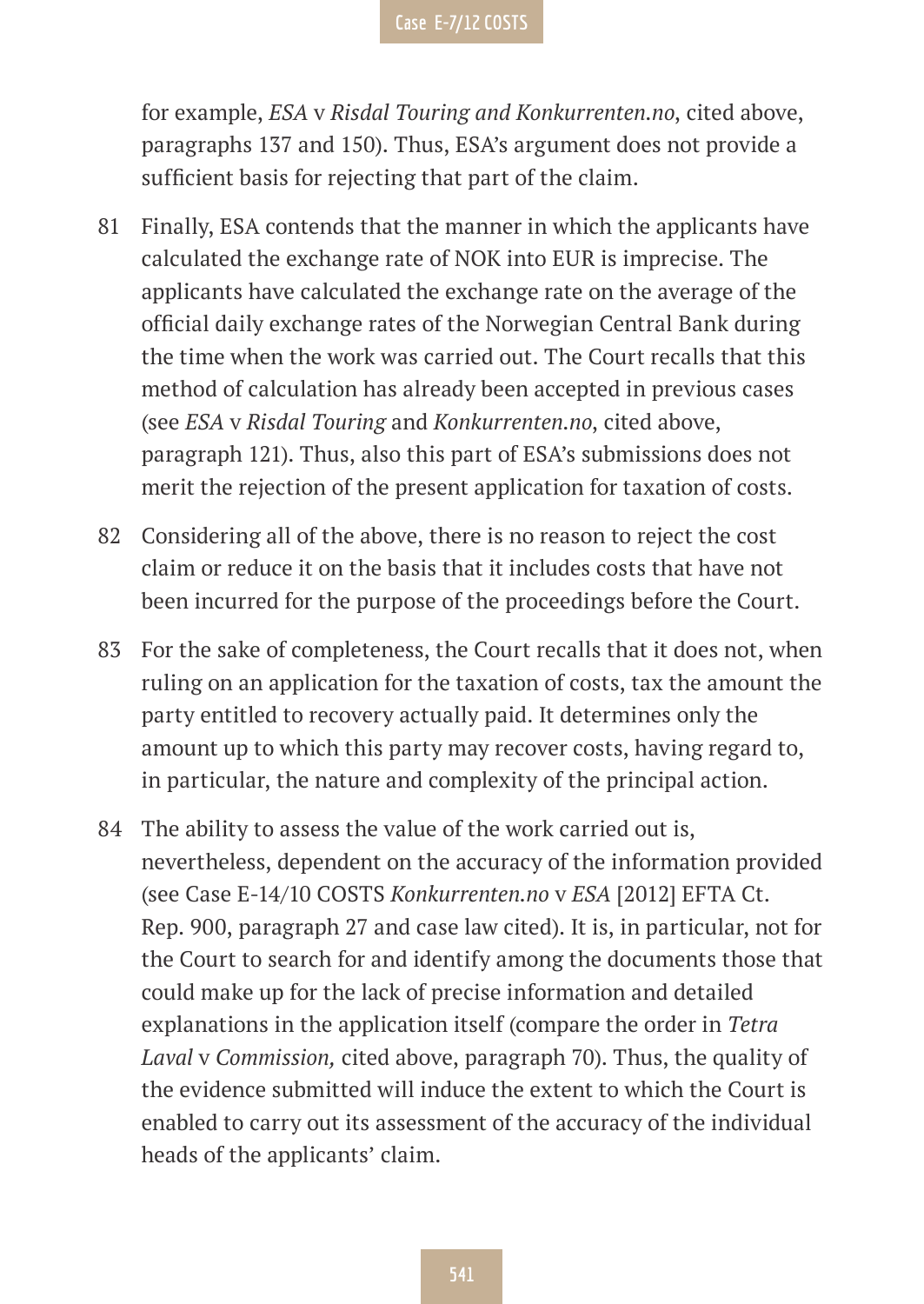for example, *ESA* v *Risdal Touring and Konkurrenten.no*, cited above, paragraphs 137 and 150). Thus, ESA's argument does not provide a sufficient basis for rejecting that part of the claim.

81 Finally, ESA contends that the manner in which the applicants have calculated the exchange rate of NOK into EUR is imprecise. The applicants have calculated the exchange rate on the average of the official daily exchange rates of the Norwegian Central Bank during the time when the work was carried out. The Court recalls that this method of calculation has already been accepted in previous cases (see *ESA* v *Risdal Touring* and *Konkurrenten.no*, cited above, paragraph 121). Thus, also this part of ESA's submissions does not merit the rejection of the present application for taxation of costs.

82 Considering all of the above, there is no reason to reject the cost claim or reduce it on the basis that it includes costs that have not been incurred for the purpose of the proceedings before the Court.

83 For the sake of completeness, the Court recalls that it does not, when ruling on an application for the taxation of costs, tax the amount the party entitled to recovery actually paid. It determines only the amount up to which this party may recover costs, having regard to, in particular, the nature and complexity of the principal action.

84 The ability to assess the value of the work carried out is, nevertheless, dependent on the accuracy of the information provided (see Case E-14/10 COSTS *Konkurrenten.no* v *ESA* [2012] EFTA Ct. Rep. 900, paragraph 27 and case law cited). It is, in particular, not for the Court to search for and identify among the documents those that could make up for the lack of precise information and detailed explanations in the application itself (compare the order in *Tetra Laval* v *Commission,* cited above, paragraph 70). Thus, the quality of the evidence submitted will induce the extent to which the Court is enabled to carry out its assessment of the accuracy of the individual heads of the applicants' claim.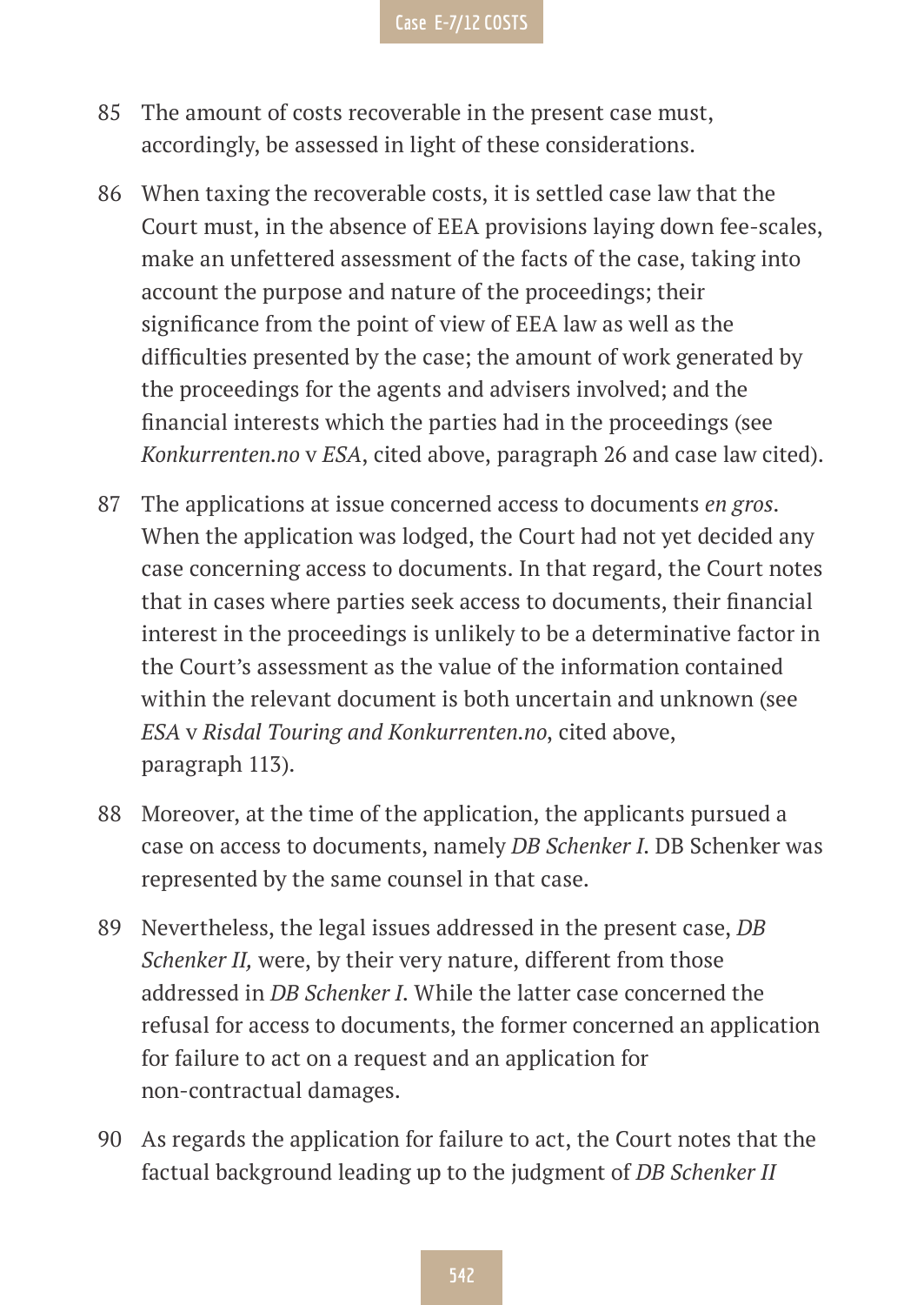85 The amount of costs recoverable in the present case must, accordingly, be assessed in light of these considerations.

86 When taxing the recoverable costs, it is settled case law that the Court must, in the absence of EEA provisions laying down fee-scales, make an unfettered assessment of the facts of the case, taking into account the purpose and nature of the proceedings; their significance from the point of view of EEA law as well as the difficulties presented by the case; the amount of work generated by the proceedings for the agents and advisers involved; and the financial interests which the parties had in the proceedings (see *Konkurrenten.no* v *ESA*, cited above, paragraph 26 and case law cited).

87 The applications at issue concerned access to documents *en gros*. When the application was lodged, the Court had not yet decided any case concerning access to documents. In that regard, the Court notes that in cases where parties seek access to documents, their financial interest in the proceedings is unlikely to be a determinative factor in the Court's assessment as the value of the information contained within the relevant document is both uncertain and unknown (see *ESA* v *Risdal Touring and Konkurrenten.no*, cited above, paragraph 113).

88 Moreover, at the time of the application, the applicants pursued a case on access to documents, namely *DB Schenker I*. DB Schenker was represented by the same counsel in that case.

89 Nevertheless, the legal issues addressed in the present case, *DB Schenker II,* were, by their very nature, different from those addressed in *DB Schenker I*. While the latter case concerned the refusal for access to documents, the former concerned an application for failure to act on a request and an application for non-contractual damages.

90 As regards the application for failure to act, the Court notes that the factual background leading up to the judgment of *DB Schenker II*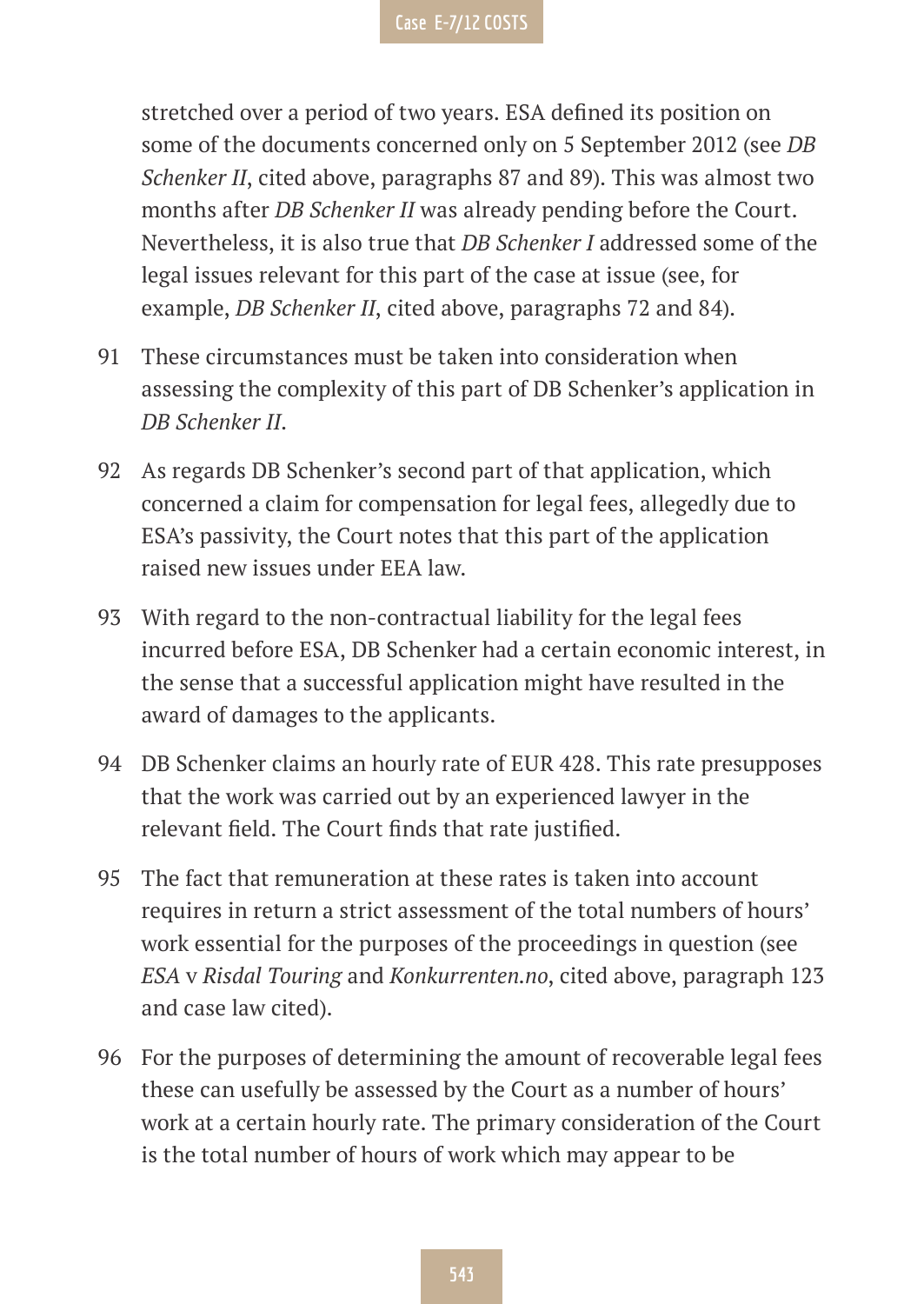stretched over a period of two years. ESA defined its position on some of the documents concerned only on 5 September 2012 (see *DB Schenker II*, cited above, paragraphs 87 and 89). This was almost two months after *DB Schenker II* was already pending before the Court. Nevertheless, it is also true that *DB Schenker I* addressed some of the legal issues relevant for this part of the case at issue (see, for example, *DB Schenker II*, cited above, paragraphs 72 and 84).

91 These circumstances must be taken into consideration when assessing the complexity of this part of DB Schenker's application in *DB Schenker II*.

92 As regards DB Schenker's second part of that application, which concerned a claim for compensation for legal fees, allegedly due to ESA's passivity, the Court notes that this part of the application raised new issues under EEA law.

93 With regard to the non-contractual liability for the legal fees incurred before ESA, DB Schenker had a certain economic interest, in the sense that a successful application might have resulted in the award of damages to the applicants.

94 DB Schenker claims an hourly rate of EUR 428. This rate presupposes that the work was carried out by an experienced lawyer in the relevant field. The Court finds that rate justified.

95 The fact that remuneration at these rates is taken into account requires in return a strict assessment of the total numbers of hours' work essential for the purposes of the proceedings in question (see *ESA* v *Risdal Touring* and *Konkurrenten.no*, cited above, paragraph 123 and case law cited).

96 For the purposes of determining the amount of recoverable legal fees these can usefully be assessed by the Court as a number of hours' work at a certain hourly rate. The primary consideration of the Court is the total number of hours of work which may appear to be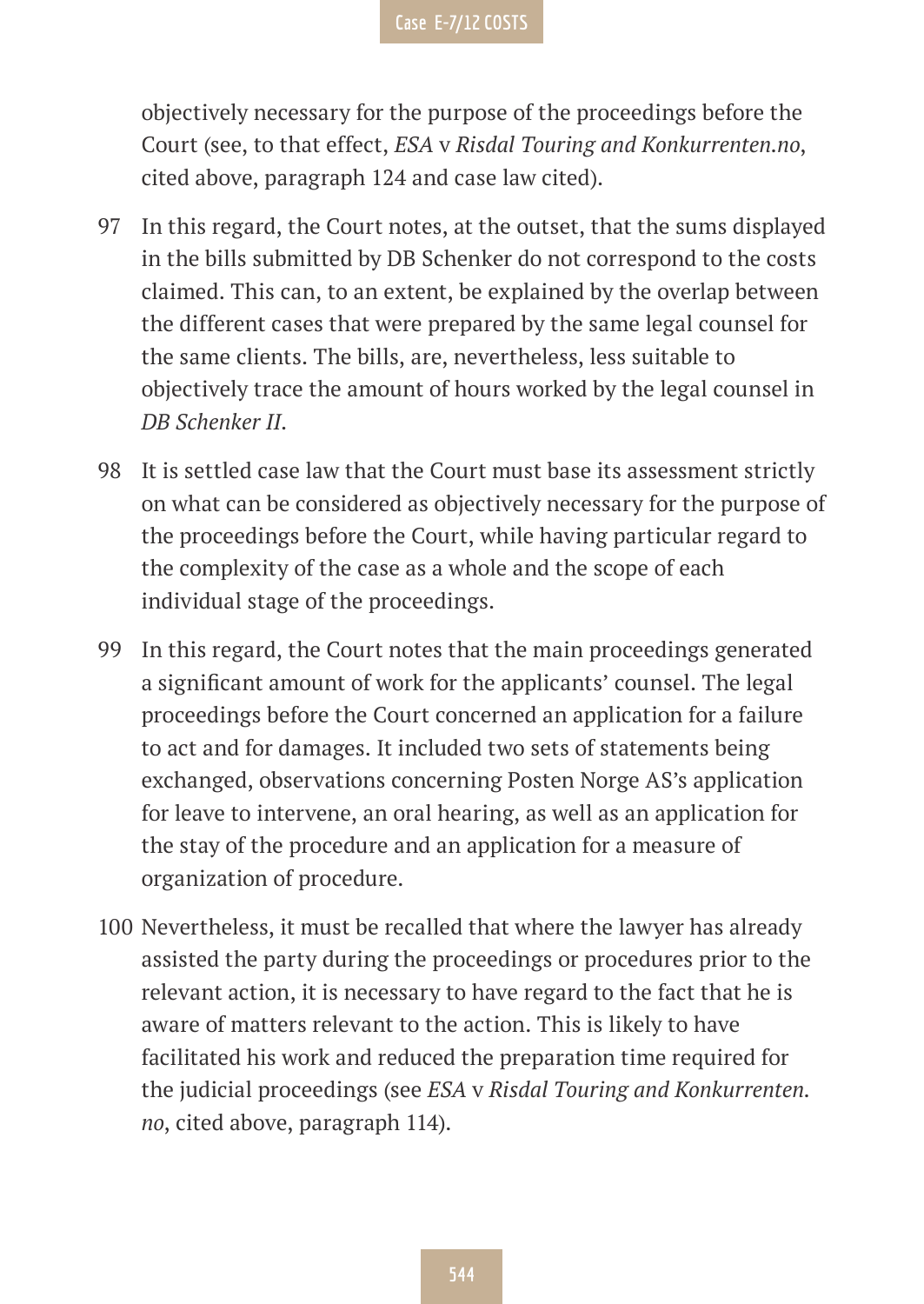objectively necessary for the purpose of the proceedings before the Court (see, to that effect, *ESA* v *Risdal Touring and Konkurrenten.no*, cited above, paragraph 124 and case law cited).

97 In this regard, the Court notes, at the outset, that the sums displayed in the bills submitted by DB Schenker do not correspond to the costs claimed. This can, to an extent, be explained by the overlap between the different cases that were prepared by the same legal counsel for the same clients. The bills, are, nevertheless, less suitable to objectively trace the amount of hours worked by the legal counsel in *DB Schenker II*.

98 It is settled case law that the Court must base its assessment strictly on what can be considered as objectively necessary for the purpose of the proceedings before the Court, while having particular regard to the complexity of the case as a whole and the scope of each individual stage of the proceedings.

99 In this regard, the Court notes that the main proceedings generated a significant amount of work for the applicants' counsel. The legal proceedings before the Court concerned an application for a failure to act and for damages. It included two sets of statements being exchanged, observations concerning Posten Norge AS's application for leave to intervene, an oral hearing, as well as an application for the stay of the procedure and an application for a measure of organization of procedure.

100 Nevertheless, it must be recalled that where the lawyer has already assisted the party during the proceedings or procedures prior to the relevant action, it is necessary to have regard to the fact that he is aware of matters relevant to the action. This is likely to have facilitated his work and reduced the preparation time required for the judicial proceedings (see *ESA* v *Risdal Touring and Konkurrenten.no*, cited above, paragraph 114).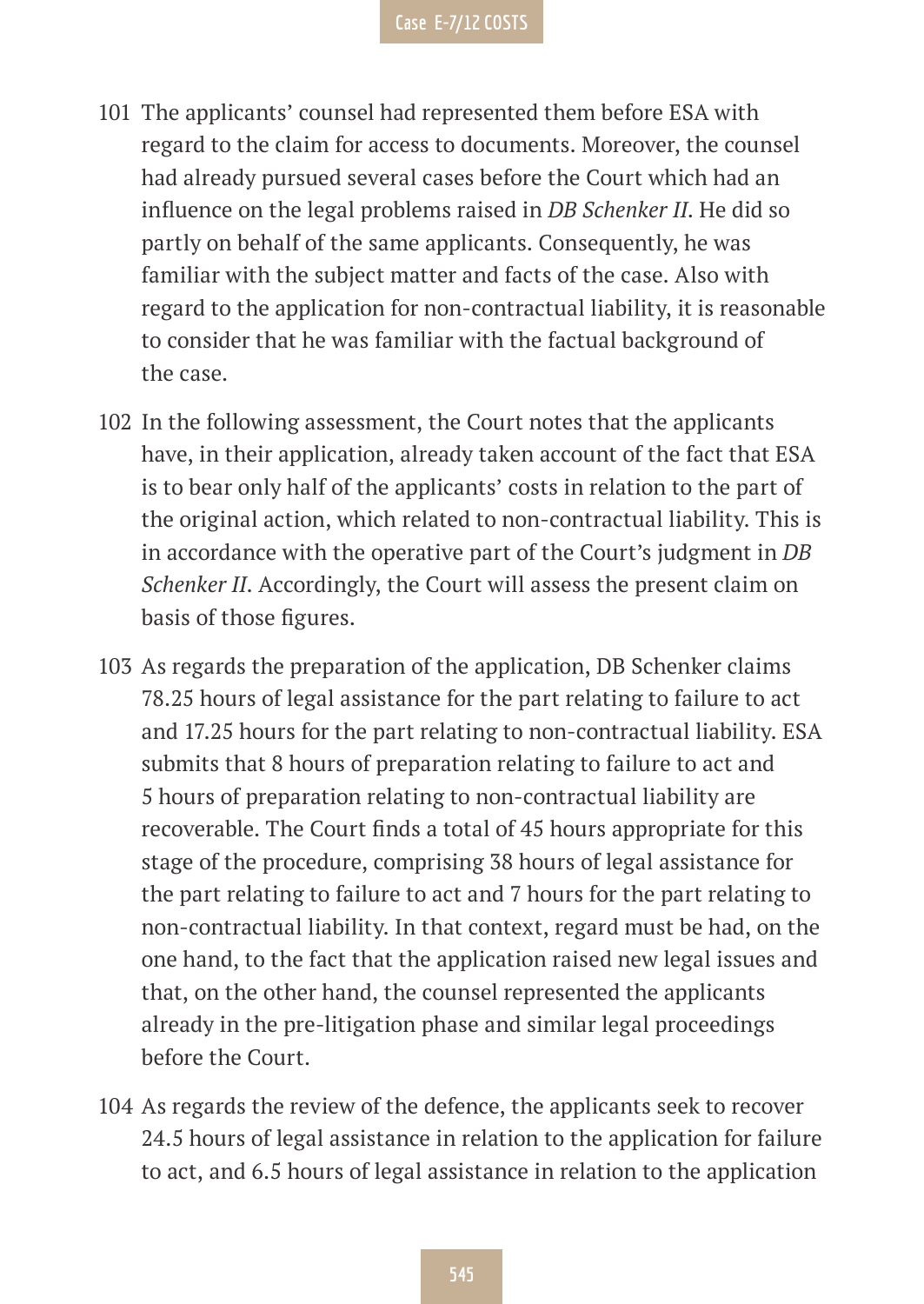101 The applicants' counsel had represented them before ESA with regard to the claim for access to documents. Moreover, the counsel had already pursued several cases before the Court which had an influence on the legal problems raised in *DB Schenker II*. He did so partly on behalf of the same applicants. Consequently, he was familiar with the subject matter and facts of the case. Also with regard to the application for non-contractual liability, it is reasonable to consider that he was familiar with the factual background of the case.

102 In the following assessment, the Court notes that the applicants have, in their application, already taken account of the fact that ESA is to bear only half of the applicants' costs in relation to the part of the original action, which related to non-contractual liability. This is in accordance with the operative part of the Court's judgment in *DB Schenker II*. Accordingly, the Court will assess the present claim on basis of those figures.

103 As regards the preparation of the application, DB Schenker claims 78.25 hours of legal assistance for the part relating to failure to act and 17.25 hours for the part relating to non-contractual liability. ESA submits that 8 hours of preparation relating to failure to act and 5 hours of preparation relating to non-contractual liability are recoverable. The Court finds a total of 45 hours appropriate for this stage of the procedure, comprising 38 hours of legal assistance for the part relating to failure to act and 7 hours for the part relating to non-contractual liability. In that context, regard must be had, on the one hand, to the fact that the application raised new legal issues and that, on the other hand, the counsel represented the applicants already in the pre-litigation phase and similar legal proceedings before the Court.

104 As regards the review of the defence, the applicants seek to recover 24.5 hours of legal assistance in relation to the application for failure to act, and 6.5 hours of legal assistance in relation to the application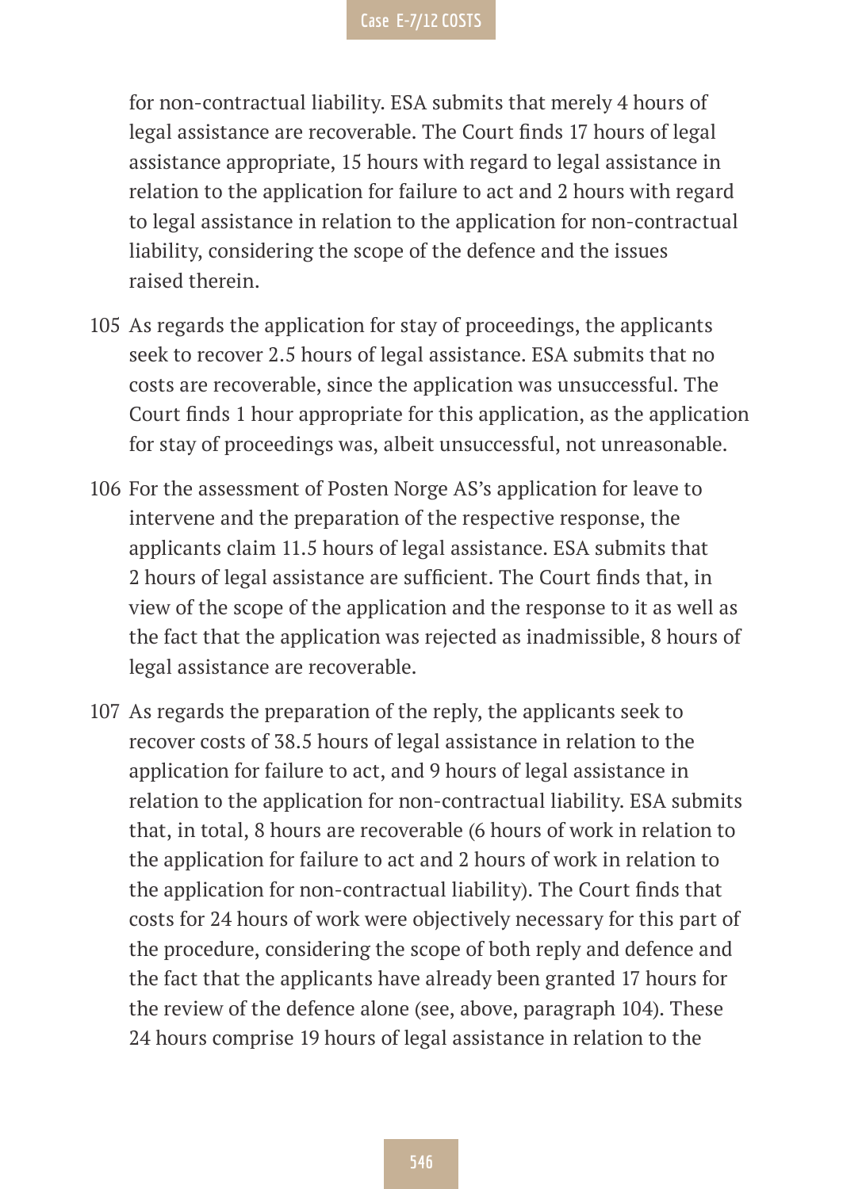for non-contractual liability. ESA submits that merely 4 hours of legal assistance are recoverable. The Court finds 17 hours of legal assistance appropriate, 15 hours with regard to legal assistance in relation to the application for failure to act and 2 hours with regard to legal assistance in relation to the application for non-contractual liability, considering the scope of the defence and the issues raised therein.

105 As regards the application for stay of proceedings, the applicants seek to recover 2.5 hours of legal assistance. ESA submits that no costs are recoverable, since the application was unsuccessful. The Court finds 1 hour appropriate for this application, as the application for stay of proceedings was, albeit unsuccessful, not unreasonable.

106 For the assessment of Posten Norge AS's application for leave to intervene and the preparation of the respective response, the applicants claim 11.5 hours of legal assistance. ESA submits that 2 hours of legal assistance are sufficient. The Court finds that, in view of the scope of the application and the response to it as well as the fact that the application was rejected as inadmissible, 8 hours of legal assistance are recoverable.

107 As regards the preparation of the reply, the applicants seek to recover costs of 38.5 hours of legal assistance in relation to the application for failure to act, and 9 hours of legal assistance in relation to the application for non-contractual liability. ESA submits that, in total, 8 hours are recoverable (6 hours of work in relation to the application for failure to act and 2 hours of work in relation to the application for non-contractual liability). The Court finds that costs for 24 hours of work were objectively necessary for this part of the procedure, considering the scope of both reply and defence and the fact that the applicants have already been granted 17 hours for the review of the defence alone (see, above, paragraph 104). These 24 hours comprise 19 hours of legal assistance in relation to the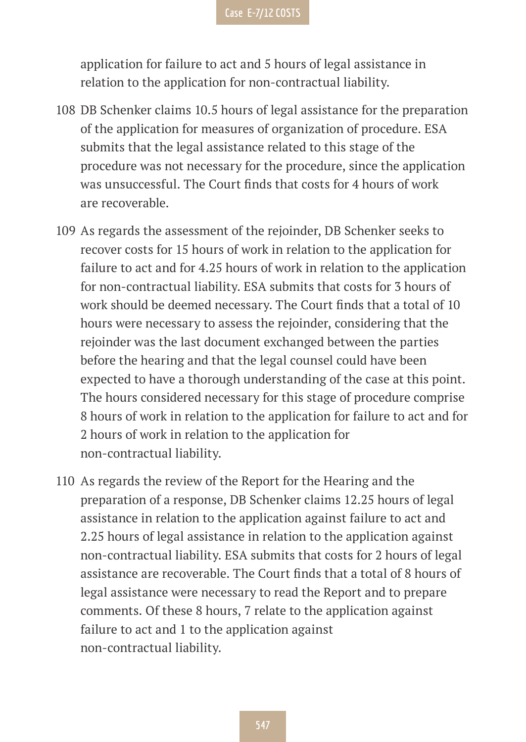application for failure to act and 5 hours of legal assistance in relation to the application for non-contractual liability.

108 DB Schenker claims 10.5 hours of legal assistance for the preparation of the application for measures of organization of procedure. ESA submits that the legal assistance related to this stage of the procedure was not necessary for the procedure, since the application was unsuccessful. The Court finds that costs for 4 hours of work are recoverable.

109 As regards the assessment of the rejoinder, DB Schenker seeks to recover costs for 15 hours of work in relation to the application for failure to act and for 4.25 hours of work in relation to the application for non-contractual liability. ESA submits that costs for 3 hours of work should be deemed necessary. The Court finds that a total of 10 hours were necessary to assess the rejoinder, considering that the rejoinder was the last document exchanged between the parties before the hearing and that the legal counsel could have been expected to have a thorough understanding of the case at this point. The hours considered necessary for this stage of procedure comprise 8 hours of work in relation to the application for failure to act and for 2 hours of work in relation to the application for non-contractual liability.

110 As regards the review of the Report for the Hearing and the preparation of a response, DB Schenker claims 12.25 hours of legal assistance in relation to the application against failure to act and 2.25 hours of legal assistance in relation to the application against non-contractual liability. ESA submits that costs for 2 hours of legal assistance are recoverable. The Court finds that a total of 8 hours of legal assistance were necessary to read the Report and to prepare comments. Of these 8 hours, 7 relate to the application against failure to act and 1 to the application against non-contractual liability.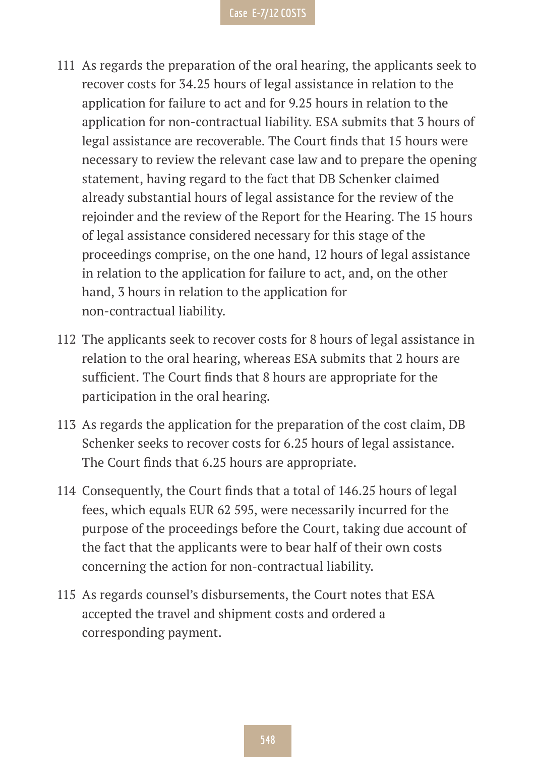111 As regards the preparation of the oral hearing, the applicants seek to recover costs for 34.25 hours of legal assistance in relation to the application for failure to act and for 9.25 hours in relation to the application for non-contractual liability. ESA submits that 3 hours of legal assistance are recoverable. The Court finds that 15 hours were necessary to review the relevant case law and to prepare the opening statement, having regard to the fact that DB Schenker claimed already substantial hours of legal assistance for the review of the rejoinder and the review of the Report for the Hearing. The 15 hours of legal assistance considered necessary for this stage of the proceedings comprise, on the one hand, 12 hours of legal assistance in relation to the application for failure to act, and, on the other hand, 3 hours in relation to the application for non-contractual liability.

112 The applicants seek to recover costs for 8 hours of legal assistance in relation to the oral hearing, whereas ESA submits that 2 hours are sufficient. The Court finds that 8 hours are appropriate for the participation in the oral hearing.

113 As regards the application for the preparation of the cost claim, DB Schenker seeks to recover costs for 6.25 hours of legal assistance. The Court finds that 6.25 hours are appropriate.

114 Consequently, the Court finds that a total of 146.25 hours of legal fees, which equals EUR 62 595, were necessarily incurred for the purpose of the proceedings before the Court, taking due account of the fact that the applicants were to bear half of their own costs concerning the action for non-contractual liability.

115 As regards counsel's disbursements, the Court notes that ESA accepted the travel and shipment costs and ordered a corresponding payment.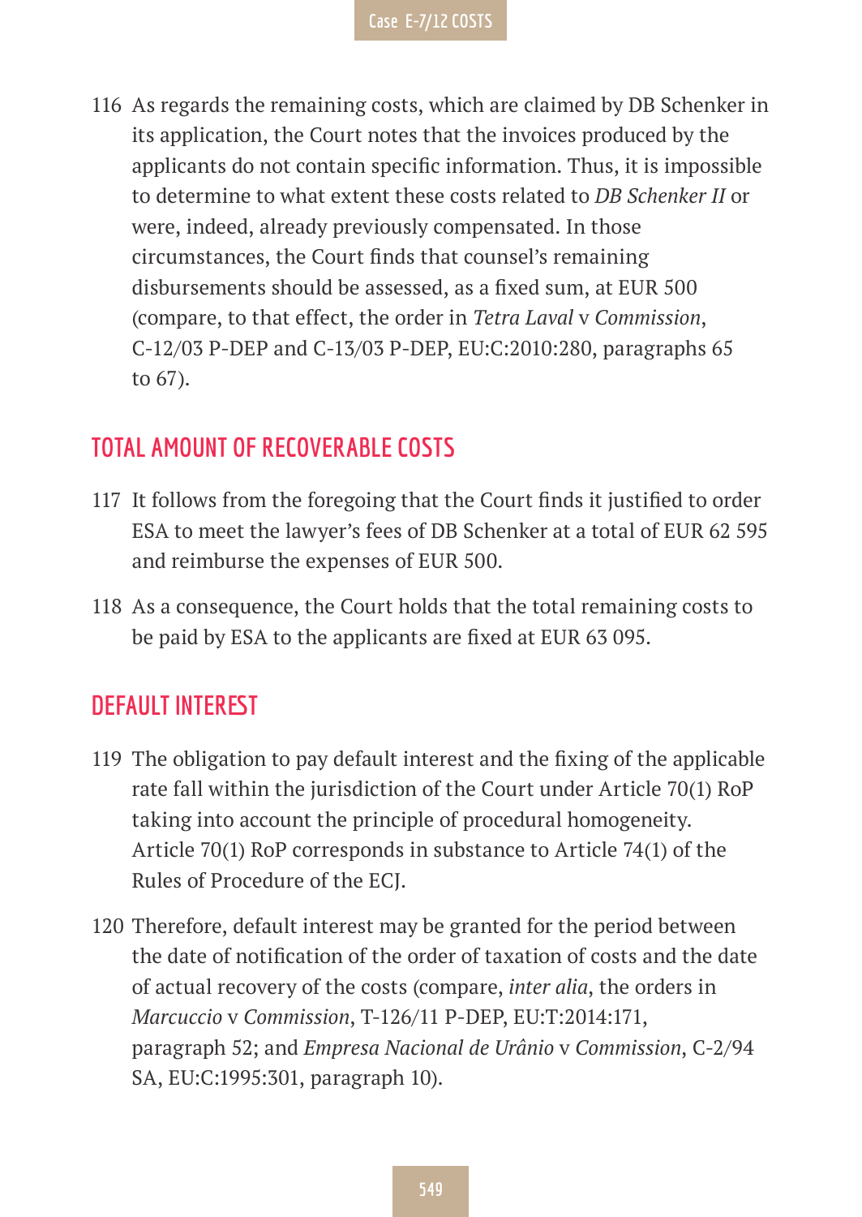116 As regards the remaining costs, which are claimed by DB Schenker in its application, the Court notes that the invoices produced by the applicants do not contain specific information. Thus, it is impossible to determine to what extent these costs related to *DB Schenker II* or were, indeed, already previously compensated. In those circumstances, the Court finds that counsel's remaining disbursements should be assessed, as a fixed sum, at EUR 500 (compare, to that effect, the order in *Tetra Laval* v *Commission*, C-12/03 P-DEP and C-13/03 P-DEP, EU:C:2010:280, paragraphs 65 to 67).

## TOTAL AMOUNT OF RECOVERABLE COSTS

117 It follows from the foregoing that the Court finds it justified to order ESA to meet the lawyer's fees of DB Schenker at a total of EUR 62 595 and reimburse the expenses of EUR 500.

118 As a consequence, the Court holds that the total remaining costs to be paid by ESA to the applicants are fixed at EUR 63 095.

## DEFAULT INTEREST

119 The obligation to pay default interest and the fixing of the applicable rate fall within the jurisdiction of the Court under Article 70(1) RoP taking into account the principle of procedural homogeneity. Article 70(1) RoP corresponds in substance to Article 74(1) of the Rules of Procedure of the ECJ.

120 Therefore, default interest may be granted for the period between the date of notification of the order of taxation of costs and the date of actual recovery of the costs (compare, *inter alia*, the orders in *Marcuccio* v *Commission*, T-126/11 P-DEP, EU:T:2014:171, paragraph 52; and *Empresa Nacional de Urânio* v *Commission*, C-2/94 SA, EU:C:1995:301, paragraph 10).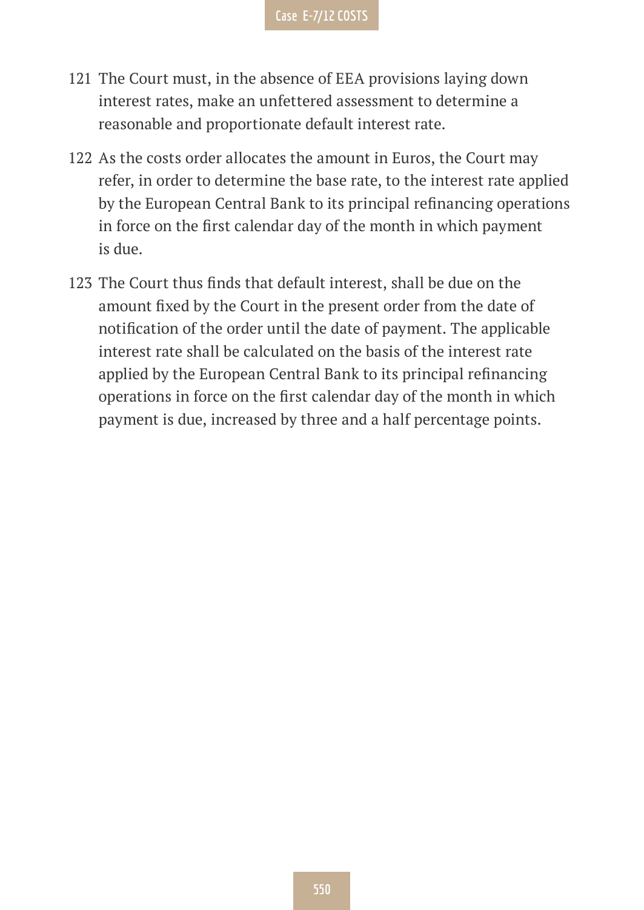121 The Court must, in the absence of EEA provisions laying down interest rates, make an unfettered assessment to determine a reasonable and proportionate default interest rate.

122 As the costs order allocates the amount in Euros, the Court may refer, in order to determine the base rate, to the interest rate applied by the European Central Bank to its principal refinancing operations in force on the first calendar day of the month in which payment is due.

123 The Court thus finds that default interest, shall be due on the amount fixed by the Court in the present order from the date of notification of the order until the date of payment. The applicable interest rate shall be calculated on the basis of the interest rate applied by the European Central Bank to its principal refinancing operations in force on the first calendar day of the month in which payment is due, increased by three and a half percentage points.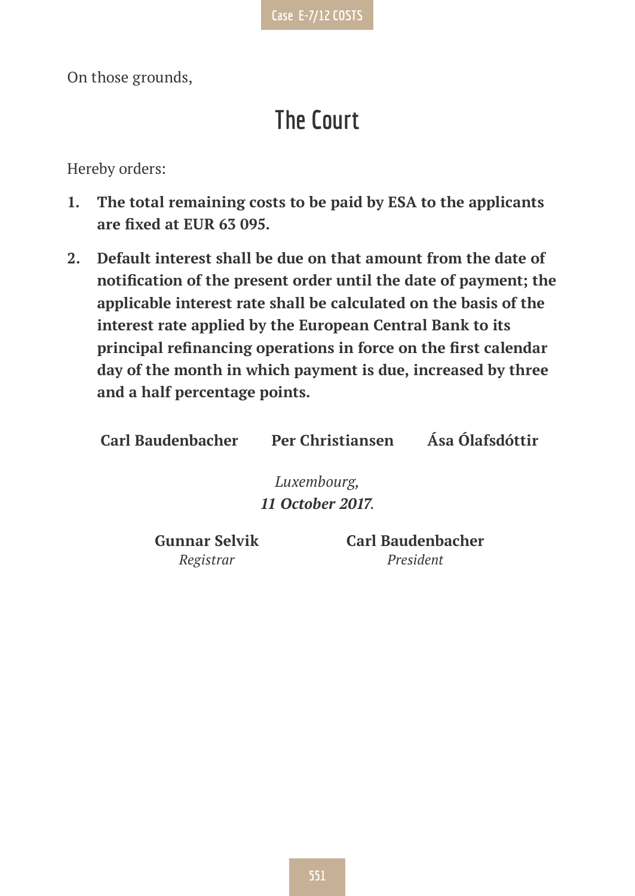On those grounds,

# The Court

Hereby orders:

1. **The total remaining costs to be paid by ESA to the applicants are fixed at EUR 63 095.**

2. **Default interest shall be due on that amount from the date of notification of the present order until the date of payment; the applicable interest rate shall be calculated on the basis of the interest rate applied by the European Central Bank to its principal refinancing operations in force on the first calendar day of the month in which payment is due, increased by three and a half percentage points.**

**Carl Baudenbacher** **Per Christiansen** **Ása Ólafsdóttir**

*Luxembourg,*
***11 October 2017.***

**Gunnar Selvik**
*Registrar*

**Carl Baudenbacher**
*President*